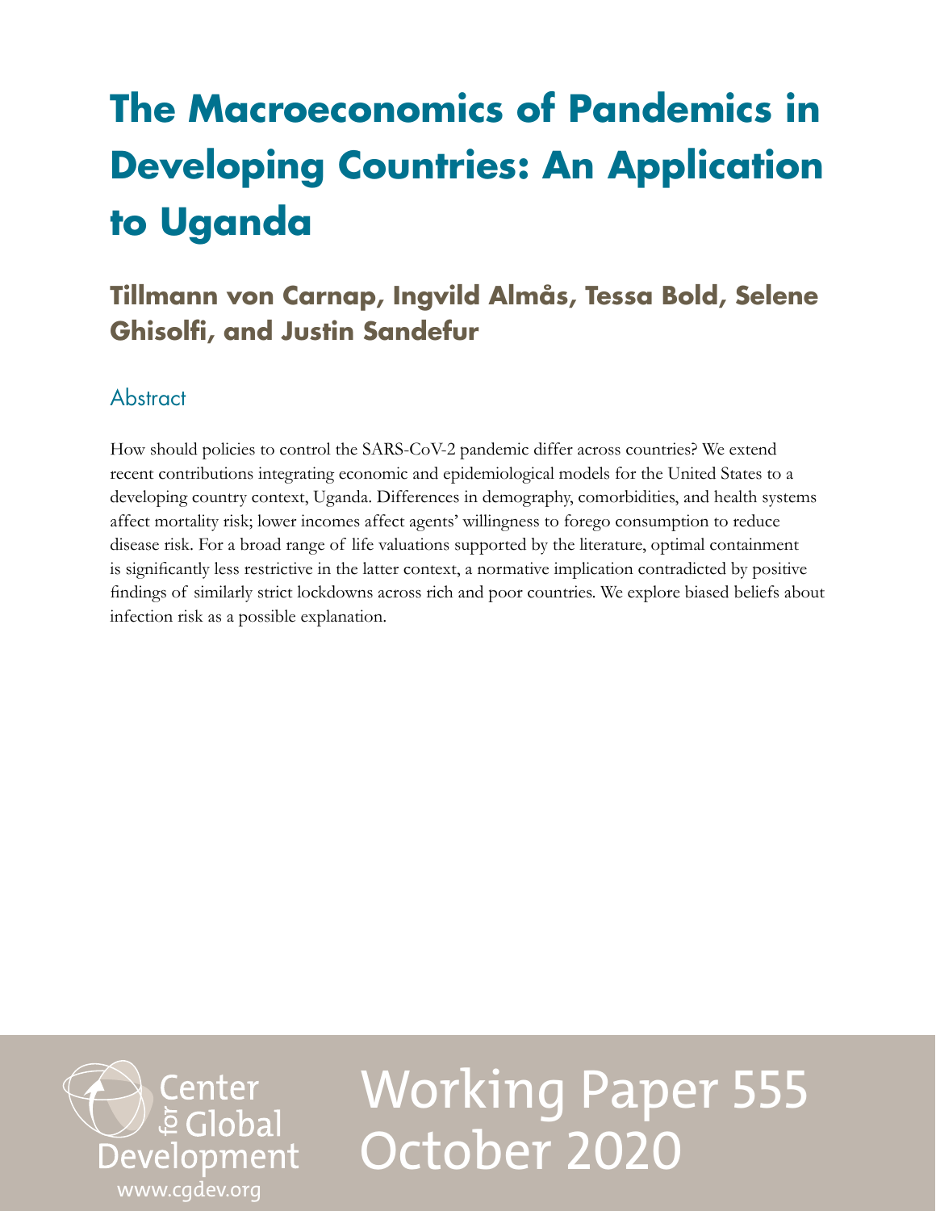# The Macroeconomics of Pandemics in Developing Countries: An Application to Uganda

**Tillmann von Carnap, Ingvild Almås, Tessa Bold, Selene Ghisolfi, and Justin Sandefur**

## Abstract

How should policies to control the SARS-CoV-2 pandemic differ across countries? We extend recent contributions integrating economic and epidemiological models for the United States to a developing country context, Uganda. Differences in demography, comorbidities, and health systems affect mortality risk; lower incomes affect agents' willingness to forego consumption to reduce disease risk. For a broad range of life valuations supported by the literature, optimal containment is significantly less restrictive in the latter context, a normative implication contradicted by positive findings of similarly strict lockdowns across rich and poor countries. We explore biased beliefs about infection risk as a possible explanation.

Center for Global Development
www.cgdev.org

Working Paper 555
October 2020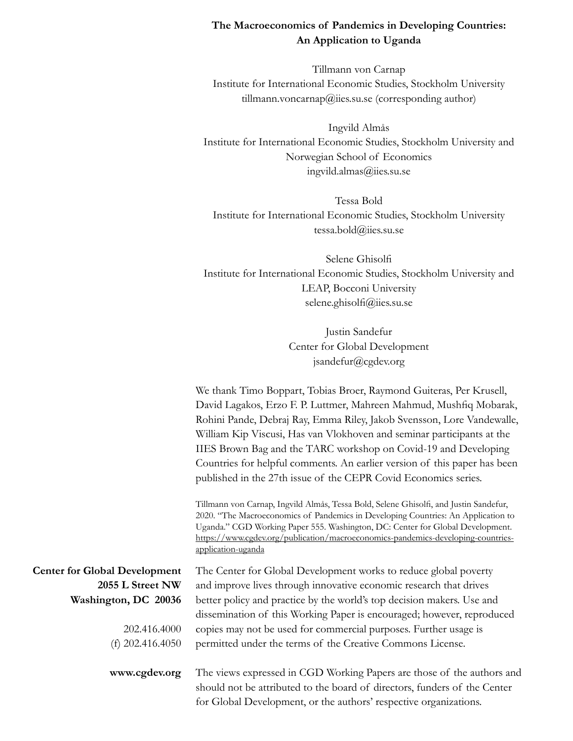**The Macroeconomics of Pandemics in Developing Countries: An Application to Uganda**

Tillmann von Carnap
Institute for International Economic Studies, Stockholm University
tillmann.voncarnap@iies.su.se (corresponding author)

Ingvild Almås
Institute for International Economic Studies, Stockholm University and Norwegian School of Economics
ingvild.almas@iies.su.se

Tessa Bold
Institute for International Economic Studies, Stockholm University
tessa.bold@iies.su.se

Selene Ghisolfi
Institute for International Economic Studies, Stockholm University and LEAP, Bocconi University
selene.ghisolfi@iies.su.se

Justin Sandefur
Center for Global Development
jsandefur@cgdev.org

We thank Timo Boppart, Tobias Broer, Raymond Guiteras, Per Krusell, David Lagakos, Erzo F. P. Luttmer, Mahreen Mahmud, Mushfiq Mobarak, Rohini Pande, Debraj Ray, Emma Riley, Jakob Svensson, Lore Vandewalle, William Kip Viscusi, Has van Vlokhoven and seminar participants at the IIES Brown Bag and the TARC workshop on Covid-19 and Developing Countries for helpful comments. An earlier version of this paper has been published in the 27th issue of the CEPR Covid Economics series.

Tillmann von Carnap, Ingvild Almås, Tessa Bold, Selene Ghisolfi, and Justin Sandefur, 2020. "The Macroeconomics of Pandemics in Developing Countries: An Application to Uganda." CGD Working Paper 555. Washington, DC: Center for Global Development. https://www.cgdev.org/publication/macroeconomics-pandemics-developing-countries-application-uganda

**Center for Global Development**
**2055 L Street NW**
**Washington, DC 20036**

202.416.4000
(f) 202.416.4050

**www.cgdev.org**

The Center for Global Development works to reduce global poverty and improve lives through innovative economic research that drives better policy and practice by the world's top decision makers. Use and dissemination of this Working Paper is encouraged; however, reproduced copies may not be used for commercial purposes. Further usage is permitted under the terms of the Creative Commons License.

The views expressed in CGD Working Papers are those of the authors and should not be attributed to the board of directors, funders of the Center for Global Development, or the authors' respective organizations.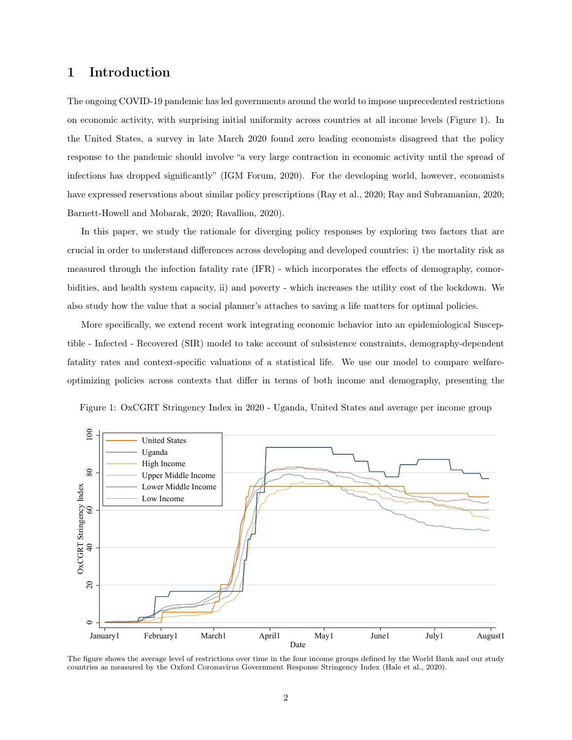# 1 Introduction

The ongoing COVID-19 pandemic has led governments around the world to impose unprecedented restrictions on economic activity, with surprising initial uniformity across countries at all income levels (Figure 1). In the United States, a survey in late March 2020 found zero leading economists disagreed that the policy response to the pandemic should involve "a very large contraction in economic activity until the spread of infections has dropped significantly" (IGM Forum, 2020). For the developing world, however, economists have expressed reservations about similar policy prescriptions (Ray et al., 2020; Ray and Subramanian, 2020; Barnett-Howell and Mobarak, 2020; Ravallion, 2020).

In this paper, we study the rationale for diverging policy responses by exploring two factors that are crucial in order to understand differences across developing and developed countries: i) the mortality risk as measured through the infection fatality rate (IFR) - which incorporates the effects of demography, comorbidities, and health system capacity, ii) and poverty - which increases the utility cost of the lockdown. We also study how the value that a social planner's attaches to saving a life matters for optimal policies.

More specifically, we extend recent work integrating economic behavior into an epidemiological Susceptible - Infected - Recovered (SIR) model to take account of subsistence constraints, demography-dependent fatality rates and context-specific valuations of a statistical life. We use our model to compare welfare-optimizing policies across contexts that differ in terms of both income and demography, presenting the

Figure 1: OxCGRT Stringency Index in 2020 - Uganda, United States and average per income group

The figure shows the average level of restrictions over time in the four income groups defined by the World Bank and our study countries as measured by the Oxford Coronavirus Government Response Stringency Index (Hale et al., 2020).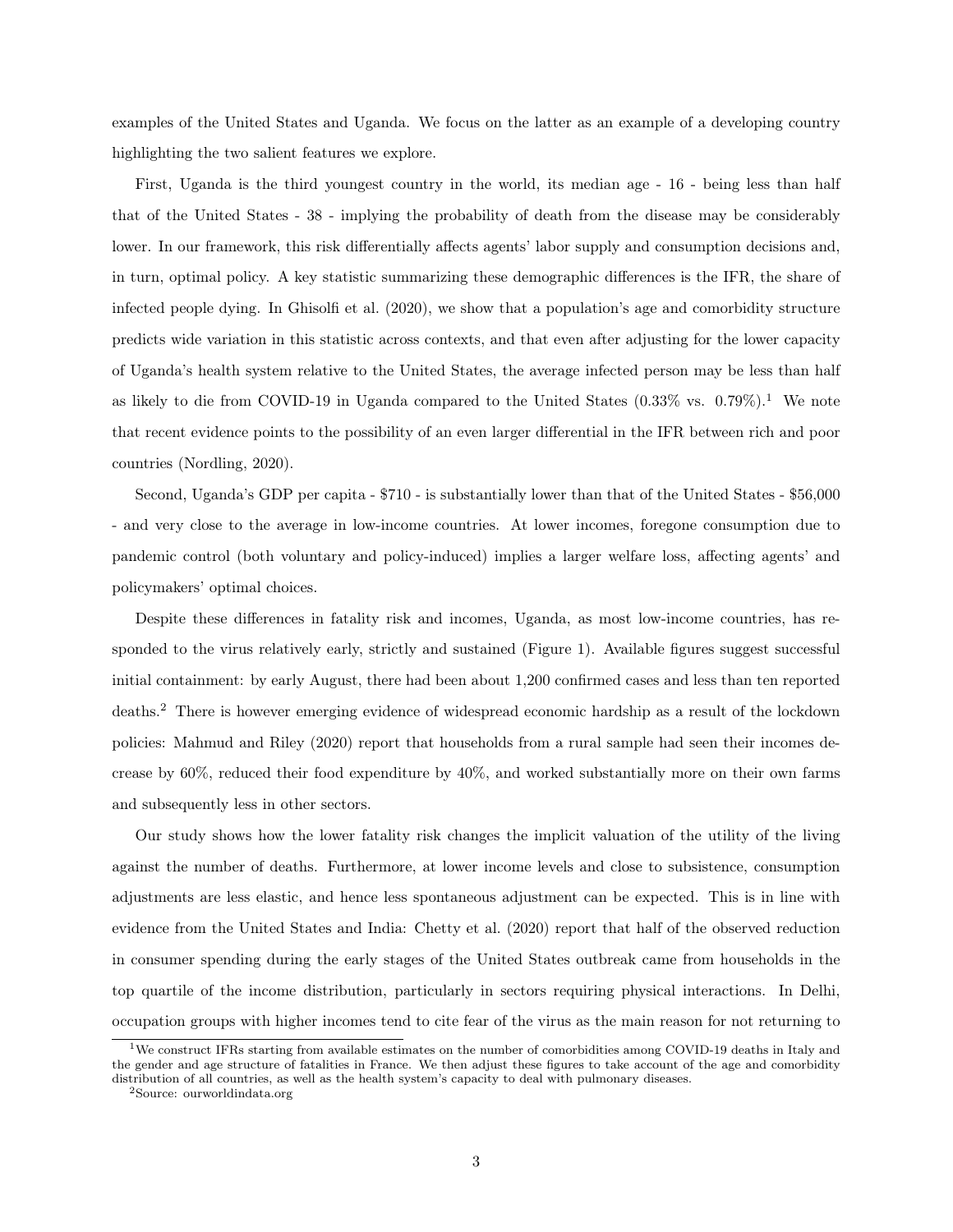examples of the United States and Uganda. We focus on the latter as an example of a developing country highlighting the two salient features we explore.

First, Uganda is the third youngest country in the world, its median age - 16 - being less than half that of the United States - 38 - implying the probability of death from the disease may be considerably lower. In our framework, this risk differentially affects agents' labor supply and consumption decisions and, in turn, optimal policy. A key statistic summarizing these demographic differences is the IFR, the share of infected people dying. In Ghisolfi et al. (2020), we show that a population's age and comorbidity structure predicts wide variation in this statistic across contexts, and that even after adjusting for the lower capacity of Uganda's health system relative to the United States, the average infected person may be less than half as likely to die from COVID-19 in Uganda compared to the United States (0.33% vs. 0.79%).[1] We note that recent evidence points to the possibility of an even larger differential in the IFR between rich and poor countries (Nordling, 2020).

Second, Uganda's GDP per capita - $710 - is substantially lower than that of the United States - $56,000 - and very close to the average in low-income countries. At lower incomes, foregone consumption due to pandemic control (both voluntary and policy-induced) implies a larger welfare loss, affecting agents' and policymakers' optimal choices.

Despite these differences in fatality risk and incomes, Uganda, as most low-income countries, has responded to the virus relatively early, strictly and sustained (Figure 1). Available figures suggest successful initial containment: by early August, there had been about 1,200 confirmed cases and less than ten reported deaths.[2] There is however emerging evidence of widespread economic hardship as a result of the lockdown policies: Mahmud and Riley (2020) report that households from a rural sample had seen their incomes decrease by 60%, reduced their food expenditure by 40%, and worked substantially more on their own farms and subsequently less in other sectors.

Our study shows how the lower fatality risk changes the implicit valuation of the utility of the living against the number of deaths. Furthermore, at lower income levels and close to subsistence, consumption adjustments are less elastic, and hence less spontaneous adjustment can be expected. This is in line with evidence from the United States and India: Chetty et al. (2020) report that half of the observed reduction in consumer spending during the early stages of the United States outbreak came from households in the top quartile of the income distribution, particularly in sectors requiring physical interactions. In Delhi, occupation groups with higher incomes tend to cite fear of the virus as the main reason for not returning to

[1] We construct IFRs starting from available estimates on the number of comorbidities among COVID-19 deaths in Italy and the gender and age structure of fatalities in France. We then adjust these figures to take account of the age and comorbidity distribution of all countries, as well as the health system's capacity to deal with pulmonary diseases.

[2] Source: ourworldindata.org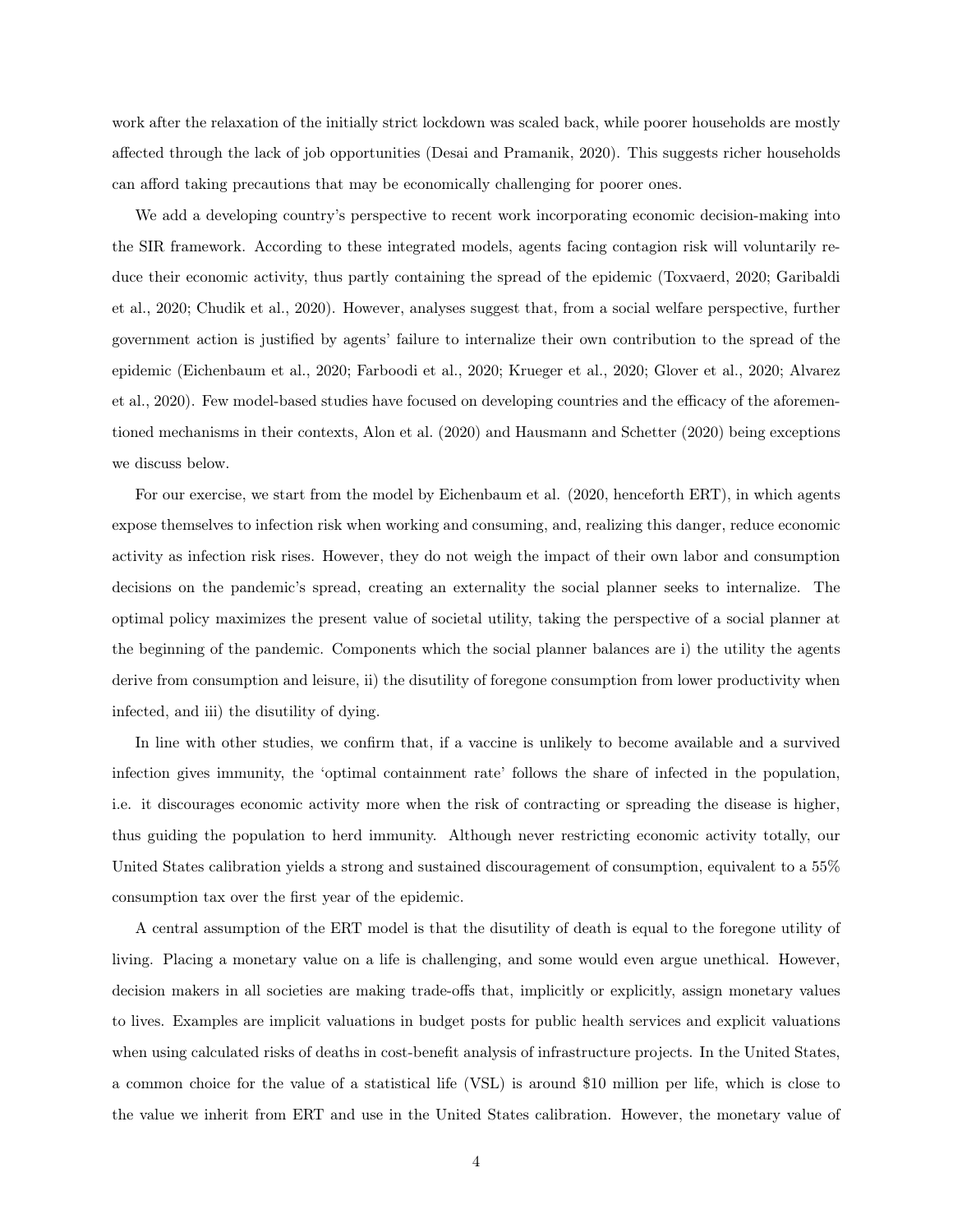work after the relaxation of the initially strict lockdown was scaled back, while poorer households are mostly affected through the lack of job opportunities (Desai and Pramanik, 2020). This suggests richer households can afford taking precautions that may be economically challenging for poorer ones.

We add a developing country's perspective to recent work incorporating economic decision-making into the SIR framework. According to these integrated models, agents facing contagion risk will voluntarily reduce their economic activity, thus partly containing the spread of the epidemic (Toxvaerd, 2020; Garibaldi et al., 2020; Chudik et al., 2020). However, analyses suggest that, from a social welfare perspective, further government action is justified by agents' failure to internalize their own contribution to the spread of the epidemic (Eichenbaum et al., 2020; Farboodi et al., 2020; Krueger et al., 2020; Glover et al., 2020; Alvarez et al., 2020). Few model-based studies have focused on developing countries and the efficacy of the aforementioned mechanisms in their contexts, Alon et al. (2020) and Hausmann and Schetter (2020) being exceptions we discuss below.

For our exercise, we start from the model by Eichenbaum et al. (2020, henceforth ERT), in which agents expose themselves to infection risk when working and consuming, and, realizing this danger, reduce economic activity as infection risk rises. However, they do not weigh the impact of their own labor and consumption decisions on the pandemic's spread, creating an externality the social planner seeks to internalize. The optimal policy maximizes the present value of societal utility, taking the perspective of a social planner at the beginning of the pandemic. Components which the social planner balances are i) the utility the agents derive from consumption and leisure, ii) the disutility of foregone consumption from lower productivity when infected, and iii) the disutility of dying.

In line with other studies, we confirm that, if a vaccine is unlikely to become available and a survived infection gives immunity, the 'optimal containment rate' follows the share of infected in the population, i.e. it discourages economic activity more when the risk of contracting or spreading the disease is higher, thus guiding the population to herd immunity. Although never restricting economic activity totally, our United States calibration yields a strong and sustained discouragement of consumption, equivalent to a 55% consumption tax over the first year of the epidemic.

A central assumption of the ERT model is that the disutility of death is equal to the foregone utility of living. Placing a monetary value on a life is challenging, and some would even argue unethical. However, decision makers in all societies are making trade-offs that, implicitly or explicitly, assign monetary values to lives. Examples are implicit valuations in budget posts for public health services and explicit valuations when using calculated risks of deaths in cost-benefit analysis of infrastructure projects. In the United States, a common choice for the value of a statistical life (VSL) is around $10 million per life, which is close to the value we inherit from ERT and use in the United States calibration. However, the monetary value of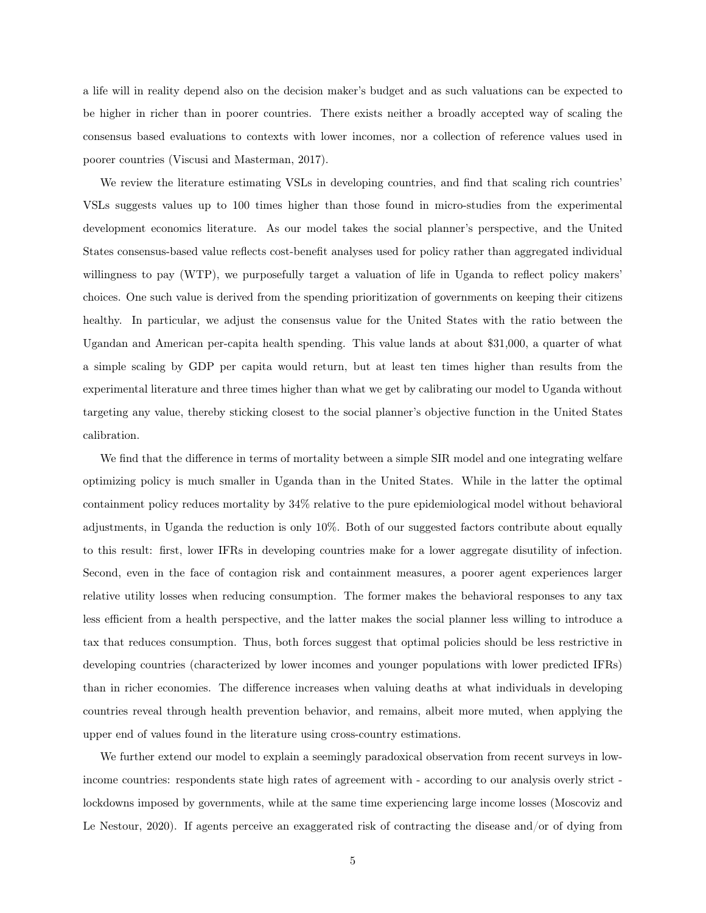a life will in reality depend also on the decision maker's budget and as such valuations can be expected to be higher in richer than in poorer countries. There exists neither a broadly accepted way of scaling the consensus based evaluations to contexts with lower incomes, nor a collection of reference values used in poorer countries (Viscusi and Masterman, 2017).

We review the literature estimating VSLs in developing countries, and find that scaling rich countries' VSLs suggests values up to 100 times higher than those found in micro-studies from the experimental development economics literature. As our model takes the social planner's perspective, and the United States consensus-based value reflects cost-benefit analyses used for policy rather than aggregated individual willingness to pay (WTP), we purposefully target a valuation of life in Uganda to reflect policy makers' choices. One such value is derived from the spending prioritization of governments on keeping their citizens healthy. In particular, we adjust the consensus value for the United States with the ratio between the Ugandan and American per-capita health spending. This value lands at about \$31,000, a quarter of what a simple scaling by GDP per capita would return, but at least ten times higher than results from the experimental literature and three times higher than what we get by calibrating our model to Uganda without targeting any value, thereby sticking closest to the social planner's objective function in the United States calibration.

We find that the difference in terms of mortality between a simple SIR model and one integrating welfare optimizing policy is much smaller in Uganda than in the United States. While in the latter the optimal containment policy reduces mortality by 34% relative to the pure epidemiological model without behavioral adjustments, in Uganda the reduction is only 10%. Both of our suggested factors contribute about equally to this result: first, lower IFRs in developing countries make for a lower aggregate disutility of infection. Second, even in the face of contagion risk and containment measures, a poorer agent experiences larger relative utility losses when reducing consumption. The former makes the behavioral responses to any tax less efficient from a health perspective, and the latter makes the social planner less willing to introduce a tax that reduces consumption. Thus, both forces suggest that optimal policies should be less restrictive in developing countries (characterized by lower incomes and younger populations with lower predicted IFRs) than in richer economies. The difference increases when valuing deaths at what individuals in developing countries reveal through health prevention behavior, and remains, albeit more muted, when applying the upper end of values found in the literature using cross-country estimations.

We further extend our model to explain a seemingly paradoxical observation from recent surveys in low-income countries: respondents state high rates of agreement with - according to our analysis overly strict - lockdowns imposed by governments, while at the same time experiencing large income losses (Moscoviz and Le Nestour, 2020). If agents perceive an exaggerated risk of contracting the disease and/or of dying from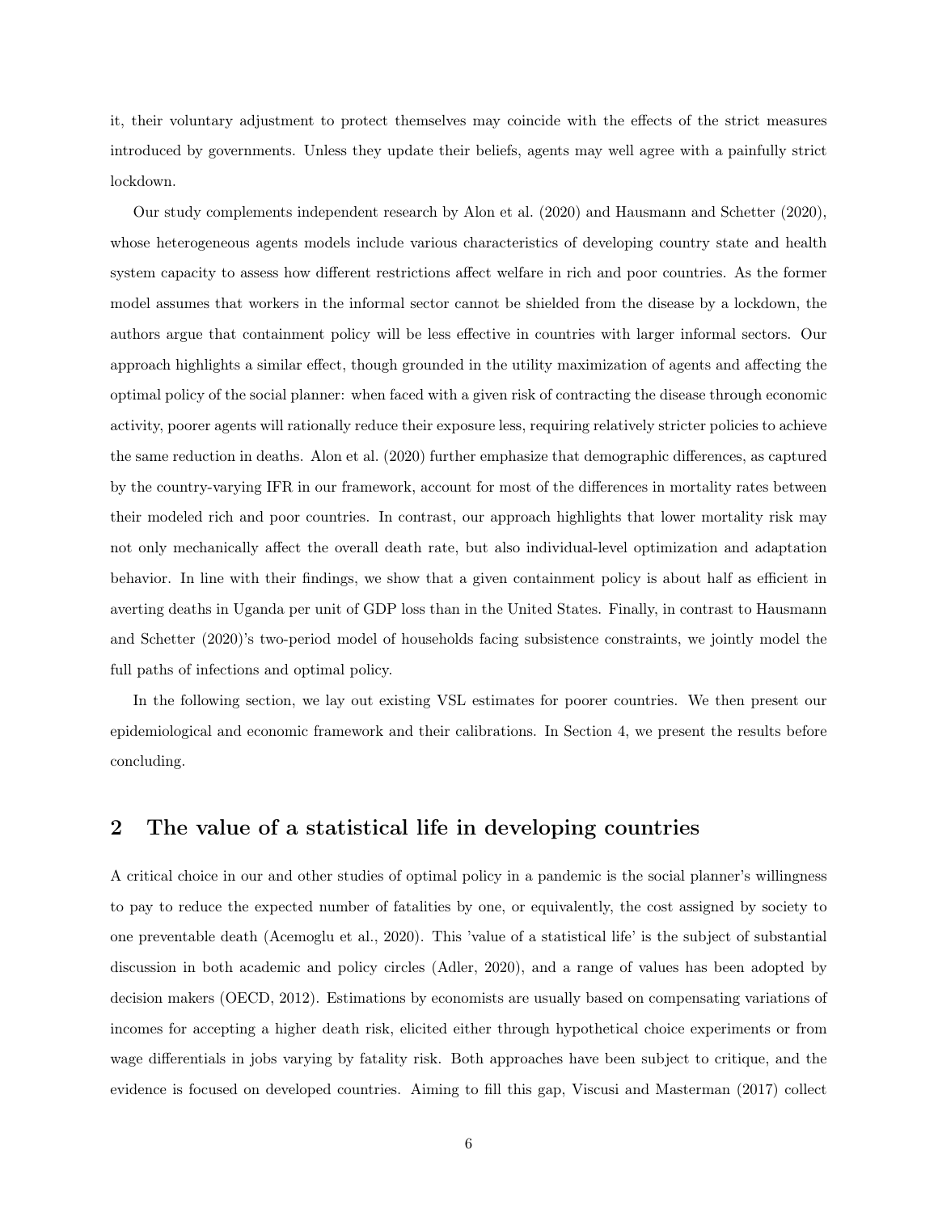it, their voluntary adjustment to protect themselves may coincide with the effects of the strict measures introduced by governments. Unless they update their beliefs, agents may well agree with a painfully strict lockdown.

Our study complements independent research by Alon et al. (2020) and Hausmann and Schetter (2020), whose heterogeneous agents models include various characteristics of developing country state and health system capacity to assess how different restrictions affect welfare in rich and poor countries. As the former model assumes that workers in the informal sector cannot be shielded from the disease by a lockdown, the authors argue that containment policy will be less effective in countries with larger informal sectors. Our approach highlights a similar effect, though grounded in the utility maximization of agents and affecting the optimal policy of the social planner: when faced with a given risk of contracting the disease through economic activity, poorer agents will rationally reduce their exposure less, requiring relatively stricter policies to achieve the same reduction in deaths. Alon et al. (2020) further emphasize that demographic differences, as captured by the country-varying IFR in our framework, account for most of the differences in mortality rates between their modeled rich and poor countries. In contrast, our approach highlights that lower mortality risk may not only mechanically affect the overall death rate, but also individual-level optimization and adaptation behavior. In line with their findings, we show that a given containment policy is about half as efficient in averting deaths in Uganda per unit of GDP loss than in the United States. Finally, in contrast to Hausmann and Schetter (2020)'s two-period model of households facing subsistence constraints, we jointly model the full paths of infections and optimal policy.

In the following section, we lay out existing VSL estimates for poorer countries. We then present our epidemiological and economic framework and their calibrations. In Section 4, we present the results before concluding.

## 2 The value of a statistical life in developing countries

A critical choice in our and other studies of optimal policy in a pandemic is the social planner's willingness to pay to reduce the expected number of fatalities by one, or equivalently, the cost assigned by society to one preventable death (Acemoglu et al., 2020). This 'value of a statistical life' is the subject of substantial discussion in both academic and policy circles (Adler, 2020), and a range of values has been adopted by decision makers (OECD, 2012). Estimations by economists are usually based on compensating variations of incomes for accepting a higher death risk, elicited either through hypothetical choice experiments or from wage differentials in jobs varying by fatality risk. Both approaches have been subject to critique, and the evidence is focused on developed countries. Aiming to fill this gap, Viscusi and Masterman (2017) collect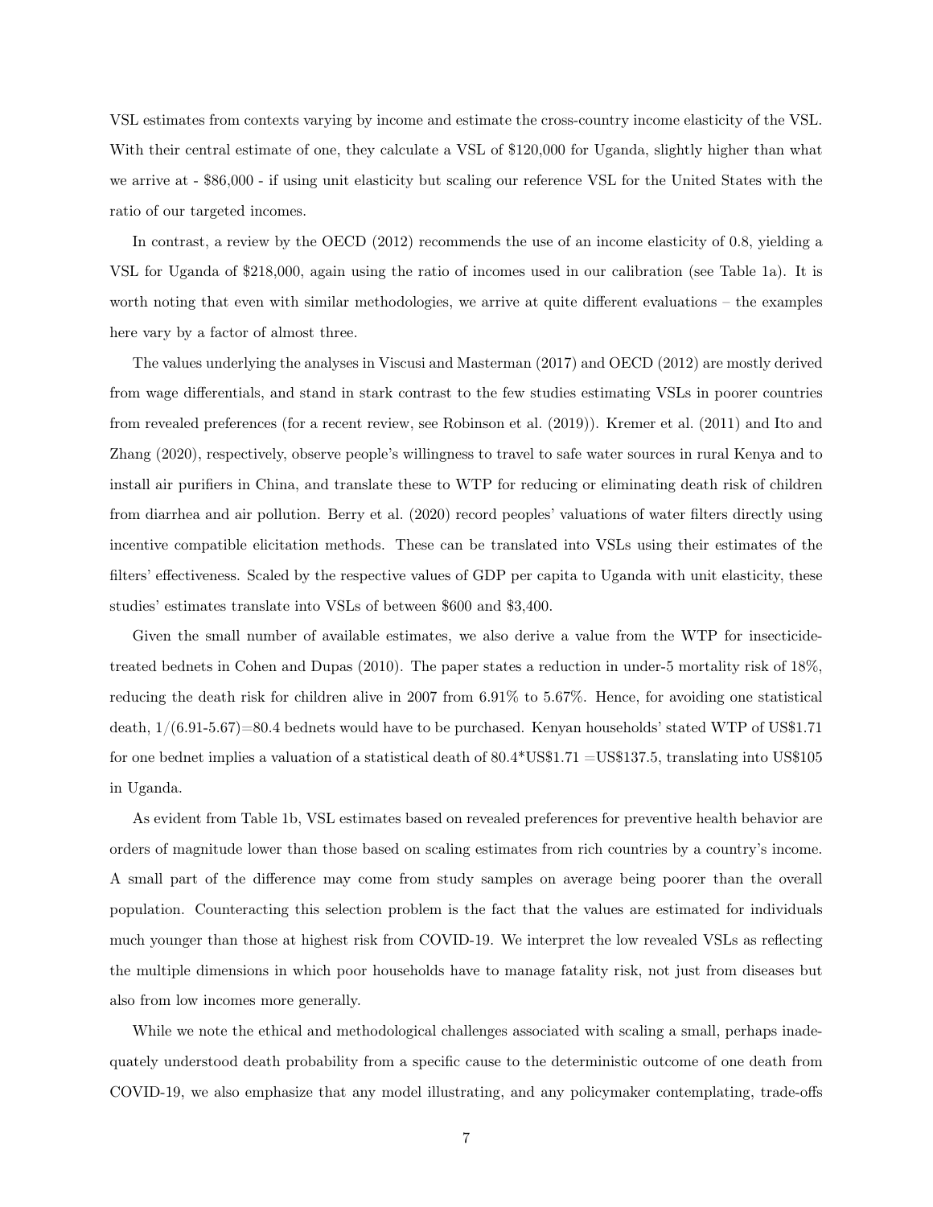VSL estimates from contexts varying by income and estimate the cross-country income elasticity of the VSL. With their central estimate of one, they calculate a VSL of $120,000 for Uganda, slightly higher than what we arrive at - $86,000 - if using unit elasticity but scaling our reference VSL for the United States with the ratio of our targeted incomes.

In contrast, a review by the OECD (2012) recommends the use of an income elasticity of 0.8, yielding a VSL for Uganda of $218,000, again using the ratio of incomes used in our calibration (see Table 1a). It is worth noting that even with similar methodologies, we arrive at quite different evaluations – the examples here vary by a factor of almost three.

The values underlying the analyses in Viscusi and Masterman (2017) and OECD (2012) are mostly derived from wage differentials, and stand in stark contrast to the few studies estimating VSLs in poorer countries from revealed preferences (for a recent review, see Robinson et al. (2019)). Kremer et al. (2011) and Ito and Zhang (2020), respectively, observe people's willingness to travel to safe water sources in rural Kenya and to install air purifiers in China, and translate these to WTP for reducing or eliminating death risk of children from diarrhea and air pollution. Berry et al. (2020) record peoples' valuations of water filters directly using incentive compatible elicitation methods. These can be translated into VSLs using their estimates of the filters' effectiveness. Scaled by the respective values of GDP per capita to Uganda with unit elasticity, these studies' estimates translate into VSLs of between $600 and $3,400.

Given the small number of available estimates, we also derive a value from the WTP for insecticide-treated bednets in Cohen and Dupas (2010). The paper states a reduction in under-5 mortality risk of 18%, reducing the death risk for children alive in 2007 from 6.91% to 5.67%. Hence, for avoiding one statistical death, 1/(6.91-5.67)=80.4 bednets would have to be purchased. Kenyan households' stated WTP of US$1.71 for one bednet implies a valuation of a statistical death of 80.4*US$1.71 =US$137.5, translating into US$105 in Uganda.

As evident from Table 1b, VSL estimates based on revealed preferences for preventive health behavior are orders of magnitude lower than those based on scaling estimates from rich countries by a country's income. A small part of the difference may come from study samples on average being poorer than the overall population. Counteracting this selection problem is the fact that the values are estimated for individuals much younger than those at highest risk from COVID-19. We interpret the low revealed VSLs as reflecting the multiple dimensions in which poor households have to manage fatality risk, not just from diseases but also from low incomes more generally.

While we note the ethical and methodological challenges associated with scaling a small, perhaps inadequately understood death probability from a specific cause to the deterministic outcome of one death from COVID-19, we also emphasize that any model illustrating, and any policymaker contemplating, trade-offs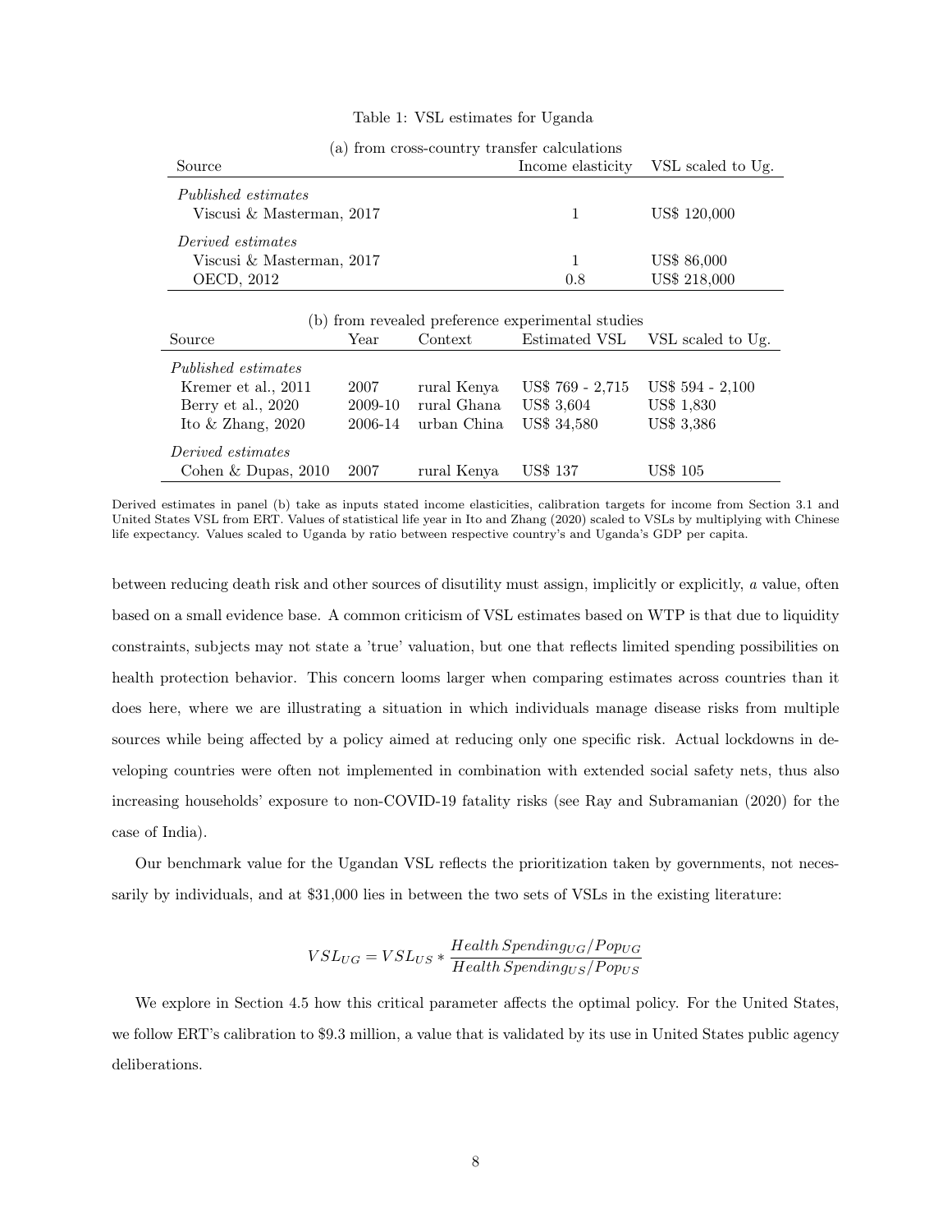Table 1: VSL estimates for Uganda

(a) from cross-country transfer calculations

| Source | Income elasticity | VSL scaled to Ug. |
|---|---|---|
| *Published estimates* | | |
| Viscusi & Masterman, 2017 | 1 | US$ 120,000 |
| *Derived estimates* | | |
| Viscusi & Masterman, 2017 | 1 | US$ 86,000 |
| OECD, 2012 | 0.8 | US$ 218,000 |

(b) from revealed preference experimental studies

| Source | Year | Context | Estimated VSL | VSL scaled to Ug. |
|---|---|---|---|---|
| *Published estimates* | | | | |
| Kremer et al., 2011 | 2007 | rural Kenya | US$ 769 - 2,715 | US$ 594 - 2,100 |
| Berry et al., 2020 | 2009-10 | rural Ghana | US$ 3,604 | US$ 1,830 |
| Ito & Zhang, 2020 | 2006-14 | urban China | US$ 34,580 | US$ 3,386 |
| *Derived estimates* | | | | |
| Cohen & Dupas, 2010 | 2007 | rural Kenya | US$ 137 | US$ 105 |

Derived estimates in panel (b) take as inputs stated income elasticities, calibration targets for income from Section 3.1 and United States VSL from ERT. Values of statistical life year in Ito and Zhang (2020) scaled to VSLs by multiplying with Chinese life expectancy. Values scaled to Uganda by ratio between respective country's and Uganda's GDP per capita.

between reducing death risk and other sources of disutility must assign, implicitly or explicitly, *a* value, often based on a small evidence base. A common criticism of VSL estimates based on WTP is that due to liquidity constraints, subjects may not state a 'true' valuation, but one that reflects limited spending possibilities on health protection behavior. This concern looms larger when comparing estimates across countries than it does here, where we are illustrating a situation in which individuals manage disease risks from multiple sources while being affected by a policy aimed at reducing only one specific risk. Actual lockdowns in developing countries were often not implemented in combination with extended social safety nets, thus also increasing households' exposure to non-COVID-19 fatality risks (see Ray and Subramanian (2020) for the case of India).

Our benchmark value for the Ugandan VSL reflects the prioritization taken by governments, not necessarily by individuals, and at \$31,000 lies in between the two sets of VSLs in the existing literature:

$$VSL_{UG} = VSL_{US} * \frac{Health\,Spending_{UG}/Pop_{UG}}{Health\,Spending_{US}/Pop_{US}}$$

We explore in Section 4.5 how this critical parameter affects the optimal policy. For the United States, we follow ERT's calibration to \$9.3 million, a value that is validated by its use in United States public agency deliberations.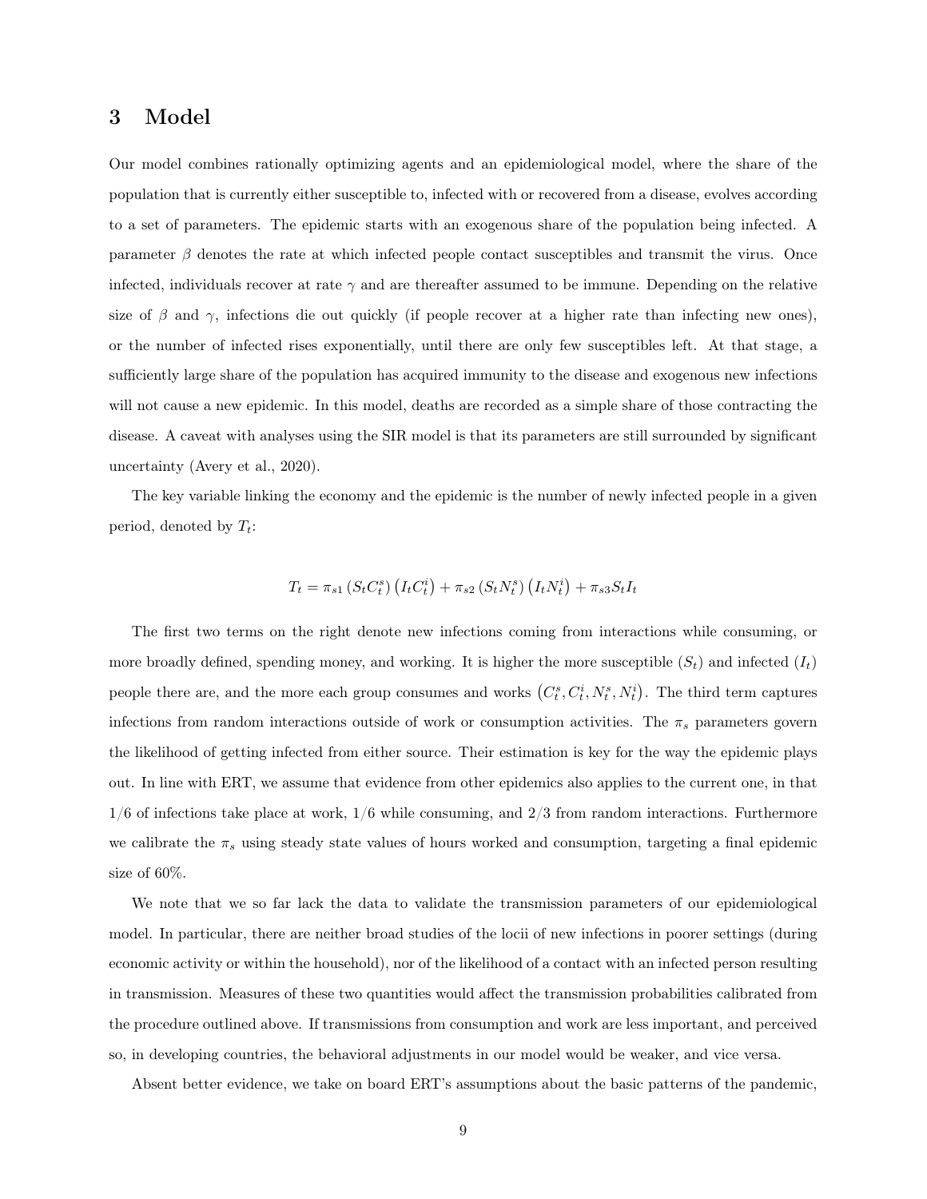# 3 Model

Our model combines rationally optimizing agents and an epidemiological model, where the share of the population that is currently either susceptible to, infected with or recovered from a disease, evolves according to a set of parameters. The epidemic starts with an exogenous share of the population being infected. A parameter $\beta$ denotes the rate at which infected people contact susceptibles and transmit the virus. Once infected, individuals recover at rate $\gamma$ and are thereafter assumed to be immune. Depending on the relative size of $\beta$ and $\gamma$, infections die out quickly (if people recover at a higher rate than infecting new ones), or the number of infected rises exponentially, until there are only few susceptibles left. At that stage, a sufficiently large share of the population has acquired immunity to the disease and exogenous new infections will not cause a new epidemic. In this model, deaths are recorded as a simple share of those contracting the disease. A caveat with analyses using the SIR model is that its parameters are still surrounded by significant uncertainty (Avery et al., 2020).

The key variable linking the economy and the epidemic is the number of newly infected people in a given period, denoted by $T_t$:

$$T_t = \pi_{s1}\left(S_t C_t^s\right)\left(I_t C_t^i\right) + \pi_{s2}\left(S_t N_t^s\right)\left(I_t N_t^i\right) + \pi_{s3} S_t I_t$$

The first two terms on the right denote new infections coming from interactions while consuming, or more broadly defined, spending money, and working. It is higher the more susceptible ($S_t$) and infected ($I_t$) people there are, and the more each group consumes and works $\left(C_t^s, C_t^i, N_t^s, N_t^i\right)$. The third term captures infections from random interactions outside of work or consumption activities. The $\pi_s$ parameters govern the likelihood of getting infected from either source. Their estimation is key for the way the epidemic plays out. In line with ERT, we assume that evidence from other epidemics also applies to the current one, in that 1/6 of infections take place at work, 1/6 while consuming, and 2/3 from random interactions. Furthermore we calibrate the $\pi_s$ using steady state values of hours worked and consumption, targeting a final epidemic size of 60%.

We note that we so far lack the data to validate the transmission parameters of our epidemiological model. In particular, there are neither broad studies of the locii of new infections in poorer settings (during economic activity or within the household), nor of the likelihood of a contact with an infected person resulting in transmission. Measures of these two quantities would affect the transmission probabilities calibrated from the procedure outlined above. If transmissions from consumption and work are less important, and perceived so, in developing countries, the behavioral adjustments in our model would be weaker, and vice versa.

Absent better evidence, we take on board ERT's assumptions about the basic patterns of the pandemic,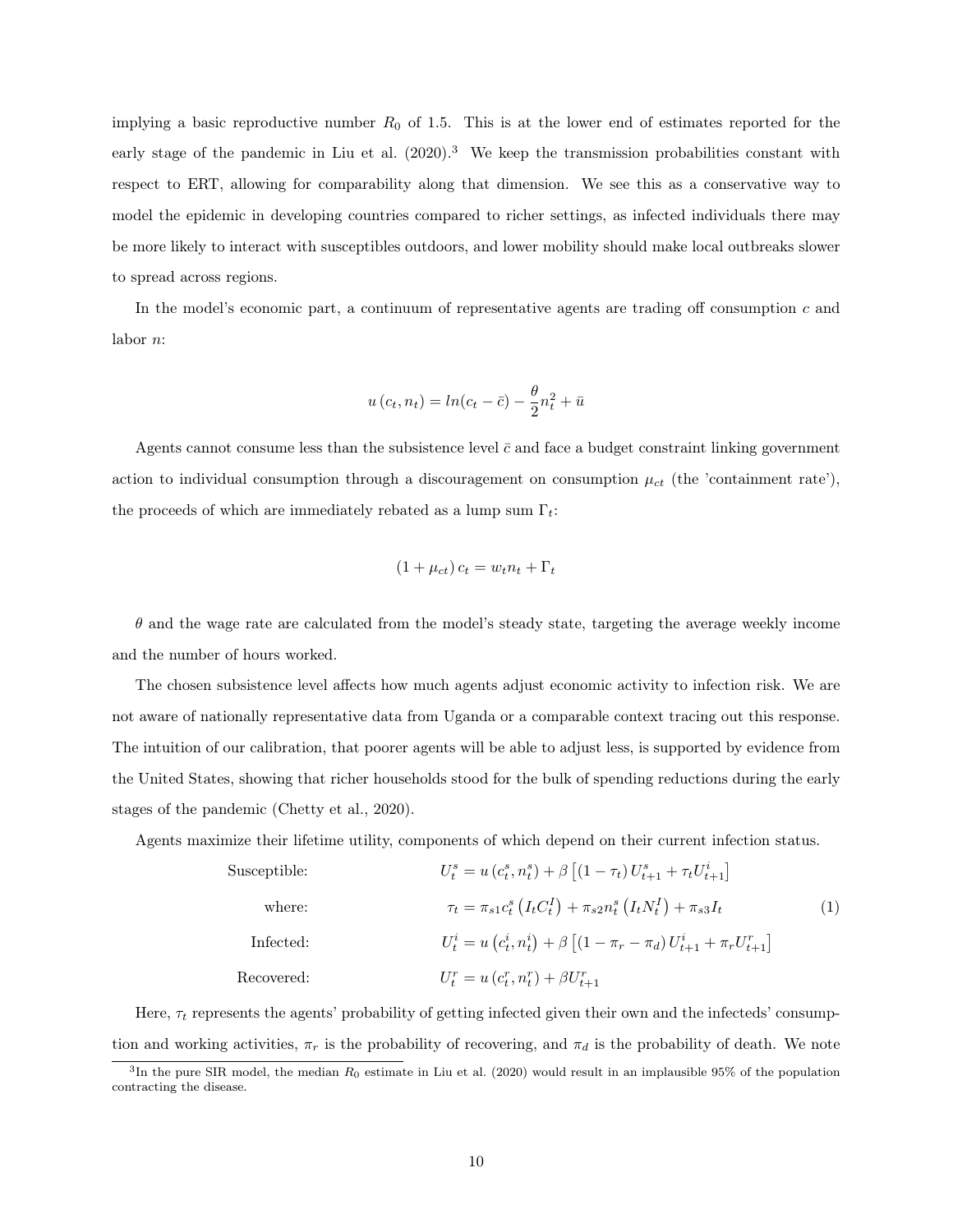implying a basic reproductive number $R_0$ of 1.5. This is at the lower end of estimates reported for the early stage of the pandemic in Liu et al. (2020).[3] We keep the transmission probabilities constant with respect to ERT, allowing for comparability along that dimension. We see this as a conservative way to model the epidemic in developing countries compared to richer settings, as infected individuals there may be more likely to interact with susceptibles outdoors, and lower mobility should make local outbreaks slower to spread across regions.

In the model's economic part, a continuum of representative agents are trading off consumption $c$ and labor $n$:

$$u\left(c_t, n_t\right) = ln(c_t - \bar{c}) - \frac{\theta}{2} n_t^2 + \bar{u}$$

Agents cannot consume less than the subsistence level $\bar{c}$ and face a budget constraint linking government action to individual consumption through a discouragement on consumption $\mu_{ct}$ (the 'containment rate'), the proceeds of which are immediately rebated as a lump sum $\Gamma_t$:

$$\left(1 + \mu_{ct}\right) c_t = w_t n_t + \Gamma_t$$

$\theta$ and the wage rate are calculated from the model's steady state, targeting the average weekly income and the number of hours worked.

The chosen subsistence level affects how much agents adjust economic activity to infection risk. We are not aware of nationally representative data from Uganda or a comparable context tracing out this response. The intuition of our calibration, that poorer agents will be able to adjust less, is supported by evidence from the United States, showing that richer households stood for the bulk of spending reductions during the early stages of the pandemic (Chetty et al., 2020).

Agents maximize their lifetime utility, components of which depend on their current infection status.

$$\begin{aligned}
&\text{Susceptible:} && U_t^s = u\left(c_t^s, n_t^s\right) + \beta\left[\left(1 - \tau_t\right) U_{t+1}^s + \tau_t U_{t+1}^i\right] \\
&\text{where:} && \tau_t = \pi_{s1} c_t^s\left(I_t C_t^I\right) + \pi_{s2} n_t^s\left(I_t N_t^I\right) + \pi_{s3} I_t \\
&\text{Infected:} && U_t^i = u\left(c_t^i, n_t^i\right) + \beta\left[\left(1 - \pi_r - \pi_d\right) U_{t+1}^i + \pi_r U_{t+1}^r\right] \\
&\text{Recovered:} && U_t^r = u\left(c_t^r, n_t^r\right) + \beta U_{t+1}^r
\end{aligned} \tag{1}$$

Here, $\tau_t$ represents the agents' probability of getting infected given their own and the infecteds' consumption and working activities, $\pi_r$ is the probability of recovering, and $\pi_d$ is the probability of death. We note

[3] In the pure SIR model, the median $R_0$ estimate in Liu et al. (2020) would result in an implausible 95% of the population contracting the disease.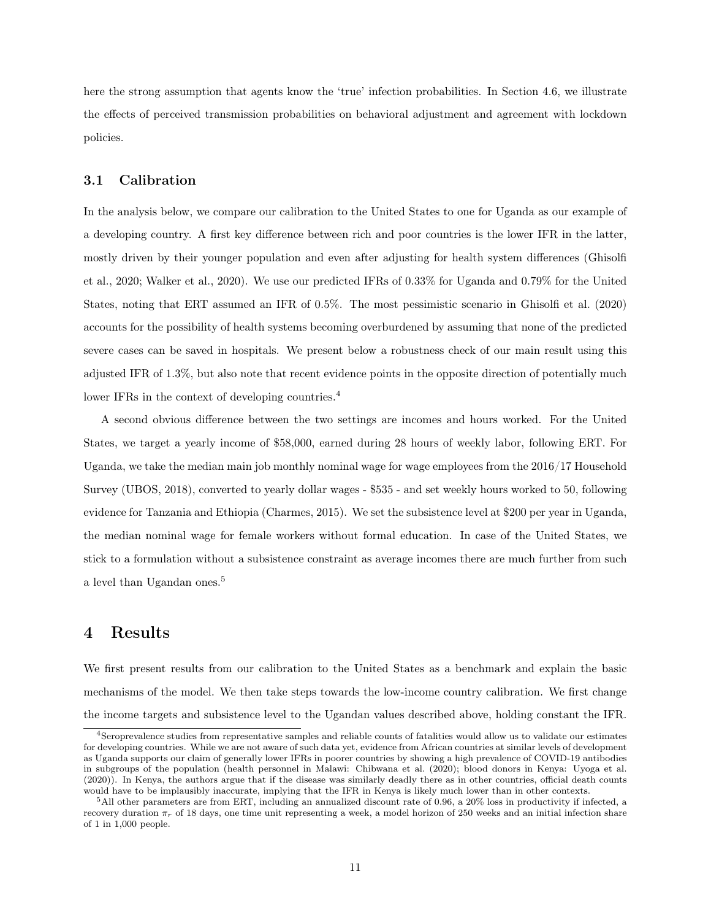here the strong assumption that agents know the 'true' infection probabilities. In Section 4.6, we illustrate the effects of perceived transmission probabilities on behavioral adjustment and agreement with lockdown policies.

### 3.1 Calibration

In the analysis below, we compare our calibration to the United States to one for Uganda as our example of a developing country. A first key difference between rich and poor countries is the lower IFR in the latter, mostly driven by their younger population and even after adjusting for health system differences (Ghisolfi et al., 2020; Walker et al., 2020). We use our predicted IFRs of 0.33% for Uganda and 0.79% for the United States, noting that ERT assumed an IFR of 0.5%. The most pessimistic scenario in Ghisolfi et al. (2020) accounts for the possibility of health systems becoming overburdened by assuming that none of the predicted severe cases can be saved in hospitals. We present below a robustness check of our main result using this adjusted IFR of 1.3%, but also note that recent evidence points in the opposite direction of potentially much lower IFRs in the context of developing countries.[4]

A second obvious difference between the two settings are incomes and hours worked. For the United States, we target a yearly income of $58,000, earned during 28 hours of weekly labor, following ERT. For Uganda, we take the median main job monthly nominal wage for wage employees from the 2016/17 Household Survey (UBOS, 2018), converted to yearly dollar wages - $535 - and set weekly hours worked to 50, following evidence for Tanzania and Ethiopia (Charmes, 2015). We set the subsistence level at $200 per year in Uganda, the median nominal wage for female workers without formal education. In case of the United States, we stick to a formulation without a subsistence constraint as average incomes there are much further from such a level than Ugandan ones.[5]

## 4 Results

We first present results from our calibration to the United States as a benchmark and explain the basic mechanisms of the model. We then take steps towards the low-income country calibration. We first change the income targets and subsistence level to the Ugandan values described above, holding constant the IFR.

---

[4] Seroprevalence studies from representative samples and reliable counts of fatalities would allow us to validate our estimates for developing countries. While we are not aware of such data yet, evidence from African countries at similar levels of development as Uganda supports our claim of generally lower IFRs in poorer countries by showing a high prevalence of COVID-19 antibodies in subgroups of the population (health personnel in Malawi: Chibwana et al. (2020); blood donors in Kenya: Uyoga et al. (2020)). In Kenya, the authors argue that if the disease was similarly deadly there as in other countries, official death counts would have to be implausibly inaccurate, implying that the IFR in Kenya is likely much lower than in other contexts.

[5] All other parameters are from ERT, including an annualized discount rate of 0.96, a 20% loss in productivity if infected, a recovery duration $\pi_r$ of 18 days, one time unit representing a week, a model horizon of 250 weeks and an initial infection share of 1 in 1,000 people.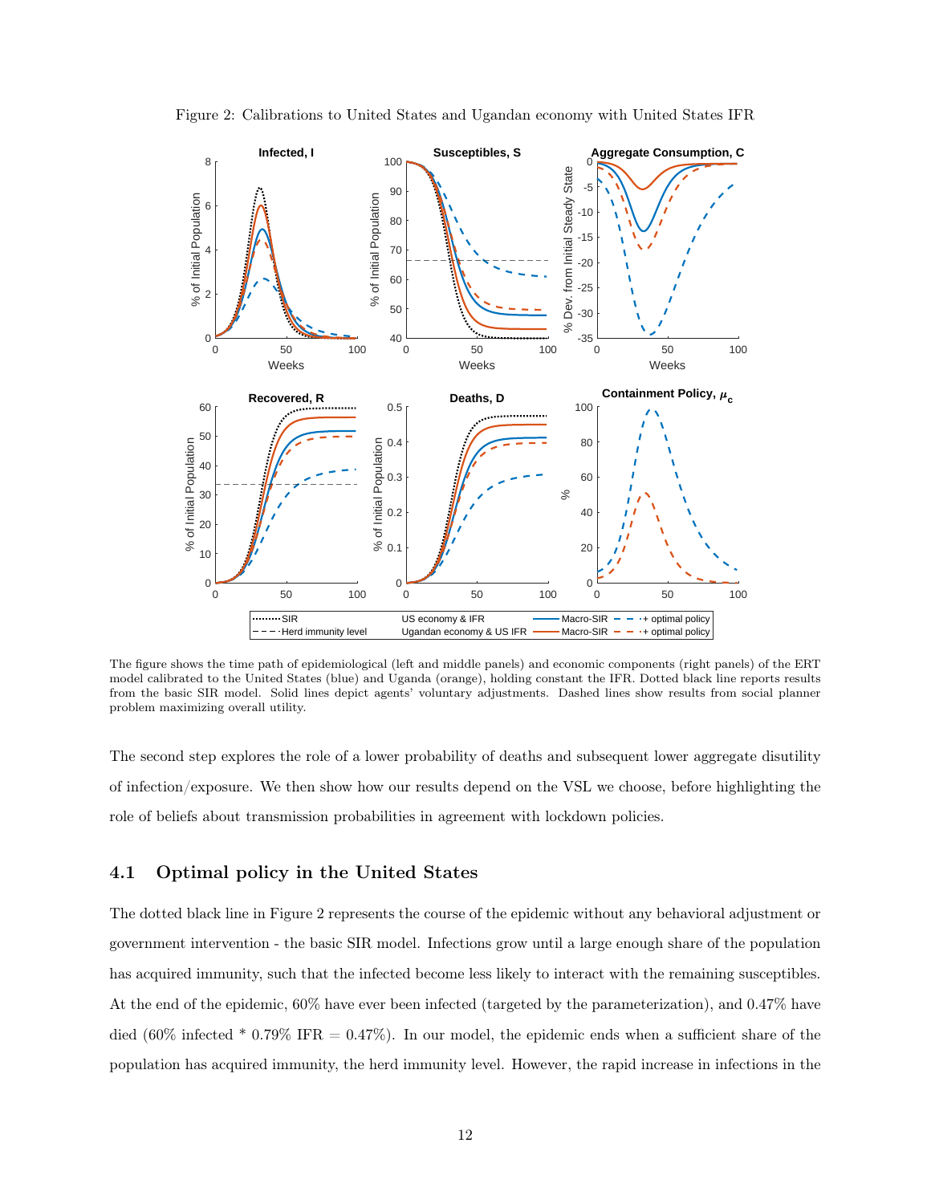Figure 2: Calibrations to United States and Ugandan economy with United States IFR

The figure shows the time path of epidemiological (left and middle panels) and economic components (right panels) of the ERT model calibrated to the United States (blue) and Uganda (orange), holding constant the IFR. Dotted black line reports results from the basic SIR model. Solid lines depict agents' voluntary adjustments. Dashed lines show results from social planner problem maximizing overall utility.

The second step explores the role of a lower probability of deaths and subsequent lower aggregate disutility of infection/exposure. We then show how our results depend on the VSL we choose, before highlighting the role of beliefs about transmission probabilities in agreement with lockdown policies.

## 4.1 Optimal policy in the United States

The dotted black line in Figure 2 represents the course of the epidemic without any behavioral adjustment or government intervention - the basic SIR model. Infections grow until a large enough share of the population has acquired immunity, such that the infected become less likely to interact with the remaining susceptibles. At the end of the epidemic, 60% have ever been infected (targeted by the parameterization), and 0.47% have died (60% infected * 0.79% IFR = 0.47%). In our model, the epidemic ends when a sufficient share of the population has acquired immunity, the herd immunity level. However, the rapid increase in infections in the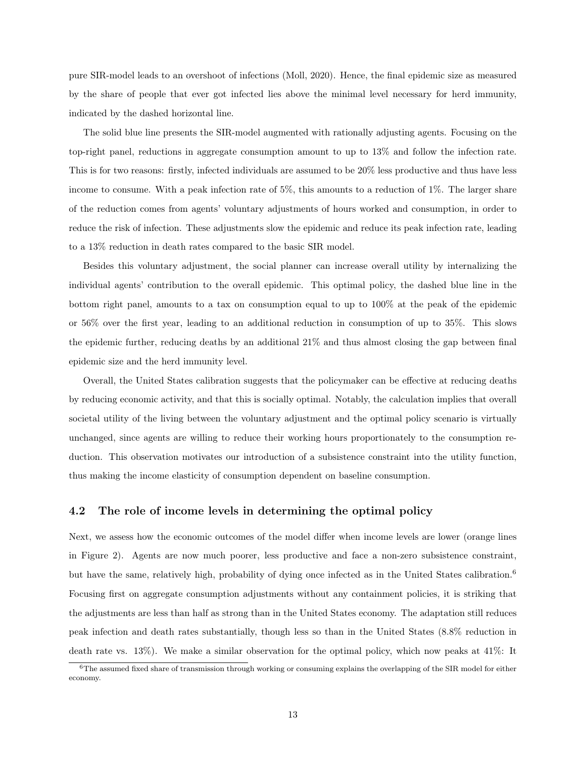pure SIR-model leads to an overshoot of infections (Moll, 2020). Hence, the final epidemic size as measured by the share of people that ever got infected lies above the minimal level necessary for herd immunity, indicated by the dashed horizontal line.

The solid blue line presents the SIR-model augmented with rationally adjusting agents. Focusing on the top-right panel, reductions in aggregate consumption amount to up to 13% and follow the infection rate. This is for two reasons: firstly, infected individuals are assumed to be 20% less productive and thus have less income to consume. With a peak infection rate of 5%, this amounts to a reduction of 1%. The larger share of the reduction comes from agents' voluntary adjustments of hours worked and consumption, in order to reduce the risk of infection. These adjustments slow the epidemic and reduce its peak infection rate, leading to a 13% reduction in death rates compared to the basic SIR model.

Besides this voluntary adjustment, the social planner can increase overall utility by internalizing the individual agents' contribution to the overall epidemic. This optimal policy, the dashed blue line in the bottom right panel, amounts to a tax on consumption equal to up to 100% at the peak of the epidemic or 56% over the first year, leading to an additional reduction in consumption of up to 35%. This slows the epidemic further, reducing deaths by an additional 21% and thus almost closing the gap between final epidemic size and the herd immunity level.

Overall, the United States calibration suggests that the policymaker can be effective at reducing deaths by reducing economic activity, and that this is socially optimal. Notably, the calculation implies that overall societal utility of the living between the voluntary adjustment and the optimal policy scenario is virtually unchanged, since agents are willing to reduce their working hours proportionately to the consumption reduction. This observation motivates our introduction of a subsistence constraint into the utility function, thus making the income elasticity of consumption dependent on baseline consumption.

### 4.2 The role of income levels in determining the optimal policy

Next, we assess how the economic outcomes of the model differ when income levels are lower (orange lines in Figure 2). Agents are now much poorer, less productive and face a non-zero subsistence constraint, but have the same, relatively high, probability of dying once infected as in the United States calibration.[6] Focusing first on aggregate consumption adjustments without any containment policies, it is striking that the adjustments are less than half as strong than in the United States economy. The adaptation still reduces peak infection and death rates substantially, though less so than in the United States (8.8% reduction in death rate vs. 13%). We make a similar observation for the optimal policy, which now peaks at 41%: It

[6] The assumed fixed share of transmission through working or consuming explains the overlapping of the SIR model for either economy.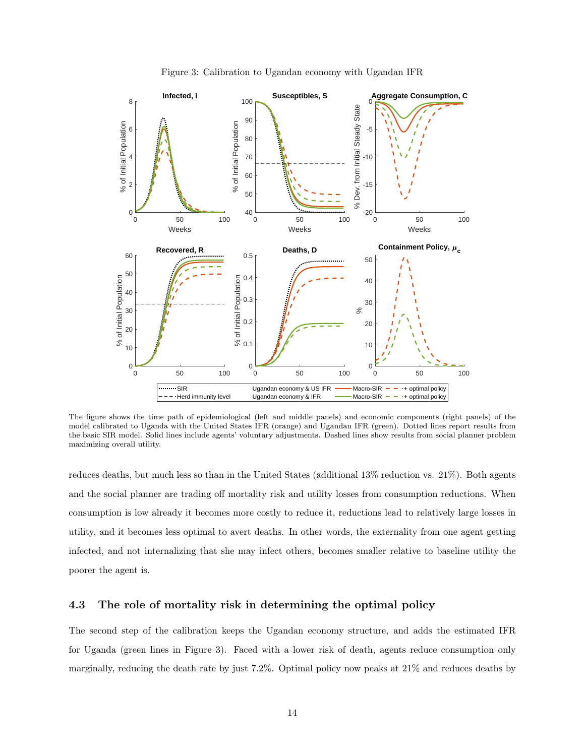Figure 3: Calibration to Ugandan economy with Ugandan IFR

The figure shows the time path of epidemiological (left and middle panels) and economic components (right panels) of the model calibrated to Uganda with the United States IFR (orange) and Ugandan IFR (green). Dotted lines report results from the basic SIR model. Solid lines include agents' voluntary adjustments. Dashed lines show results from social planner problem maximizing overall utility.

reduces deaths, but much less so than in the United States (additional 13% reduction vs. 21%). Both agents and the social planner are trading off mortality risk and utility losses from consumption reductions. When consumption is low already it becomes more costly to reduce it, reductions lead to relatively large losses in utility, and it becomes less optimal to avert deaths. In other words, the externality from one agent getting infected, and not internalizing that she may infect others, becomes smaller relative to baseline utility the poorer the agent is.

### 4.3 The role of mortality risk in determining the optimal policy

The second step of the calibration keeps the Ugandan economy structure, and adds the estimated IFR for Uganda (green lines in Figure 3). Faced with a lower risk of death, agents reduce consumption only marginally, reducing the death rate by just 7.2%. Optimal policy now peaks at 21% and reduces deaths by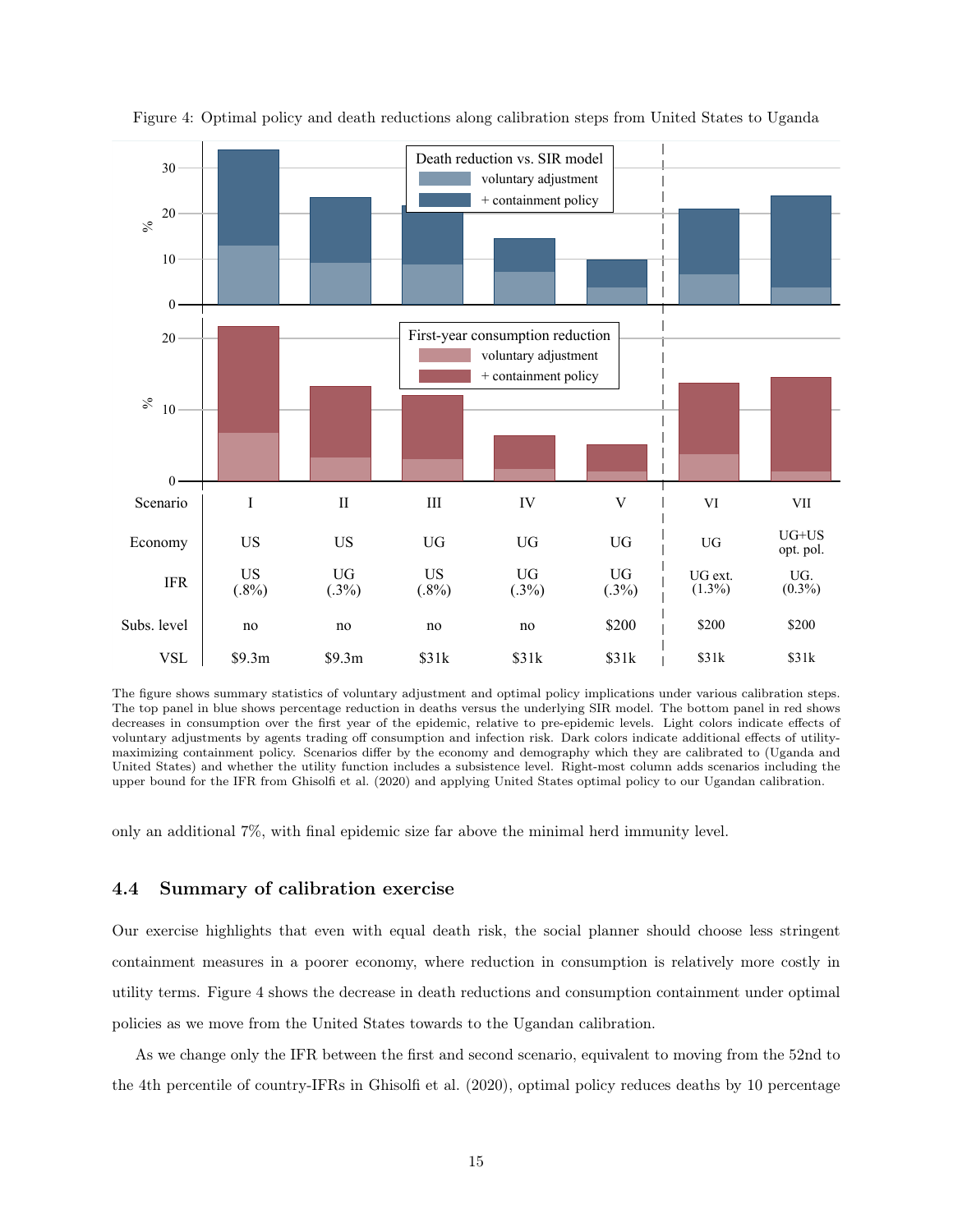Figure 4: Optimal policy and death reductions along calibration steps from United States to Uganda

| Scenario | I | II | III | IV | V | VI | VII |
|---|---|---|---|---|---|---|---|
| Economy | US | US | UG | UG | UG | UG | UG+US opt. pol. |
| IFR | US (.8%) | UG (.3%) | US (.8%) | UG (.3%) | UG (.3%) | UG ext. (1.3%) | UG. (0.3%) |
| Subs. level | no | no | no | no | \$200 | \$200 | \$200 |
| VSL | \$9.3m | \$9.3m | \$31k | \$31k | \$31k | \$31k | \$31k |

The figure shows summary statistics of voluntary adjustment and optimal policy implications under various calibration steps. The top panel in blue shows percentage reduction in deaths versus the underlying SIR model. The bottom panel in red shows decreases in consumption over the first year of the epidemic, relative to pre-epidemic levels. Light colors indicate effects of voluntary adjustments by agents trading off consumption and infection risk. Dark colors indicate additional effects of utility-maximizing containment policy. Scenarios differ by the economy and demography which they are calibrated to (Uganda and United States) and whether the utility function includes a subsistence level. Right-most column adds scenarios including the upper bound for the IFR from Ghisolfi et al. (2020) and applying United States optimal policy to our Ugandan calibration.

only an additional 7%, with final epidemic size far above the minimal herd immunity level.

## 4.4 Summary of calibration exercise

Our exercise highlights that even with equal death risk, the social planner should choose less stringent containment measures in a poorer economy, where reduction in consumption is relatively more costly in utility terms. Figure 4 shows the decrease in death reductions and consumption containment under optimal policies as we move from the United States towards to the Ugandan calibration.

As we change only the IFR between the first and second scenario, equivalent to moving from the 52nd to the 4th percentile of country-IFRs in Ghisolfi et al. (2020), optimal policy reduces deaths by 10 percentage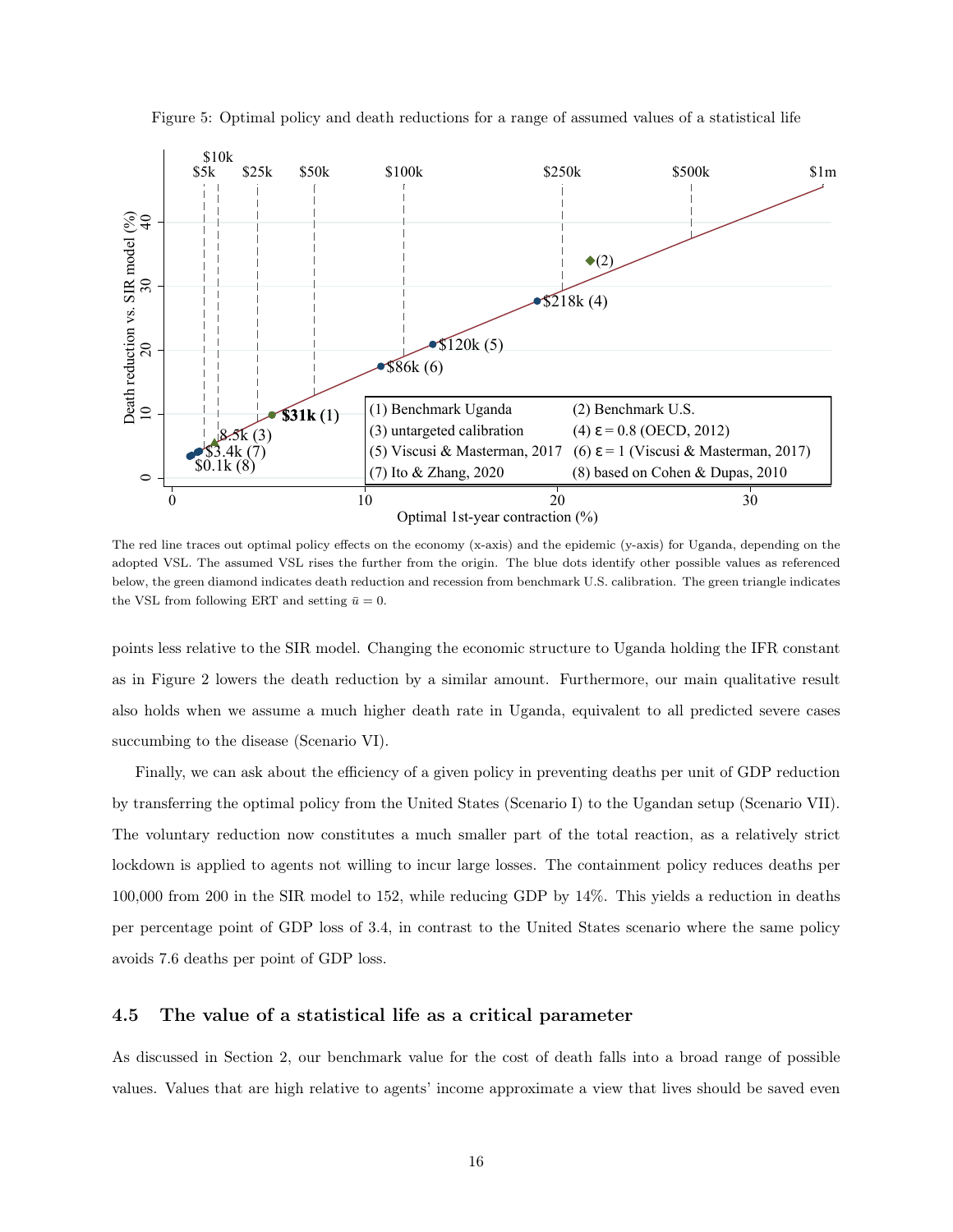Figure 5: Optimal policy and death reductions for a range of assumed values of a statistical life

The red line traces out optimal policy effects on the economy (x-axis) and the epidemic (y-axis) for Uganda, depending on the adopted VSL. The assumed VSL rises the further from the origin. The blue dots identify other possible values as referenced below, the green diamond indicates death reduction and recession from benchmark U.S. calibration. The green triangle indicates the VSL from following ERT and setting $\bar{u} = 0$.

points less relative to the SIR model. Changing the economic structure to Uganda holding the IFR constant as in Figure 2 lowers the death reduction by a similar amount. Furthermore, our main qualitative result also holds when we assume a much higher death rate in Uganda, equivalent to all predicted severe cases succumbing to the disease (Scenario VI).

Finally, we can ask about the efficiency of a given policy in preventing deaths per unit of GDP reduction by transferring the optimal policy from the United States (Scenario I) to the Ugandan setup (Scenario VII). The voluntary reduction now constitutes a much smaller part of the total reaction, as a relatively strict lockdown is applied to agents not willing to incur large losses. The containment policy reduces deaths per 100,000 from 200 in the SIR model to 152, while reducing GDP by 14%. This yields a reduction in deaths per percentage point of GDP loss of 3.4, in contrast to the United States scenario where the same policy avoids 7.6 deaths per point of GDP loss.

### 4.5 The value of a statistical life as a critical parameter

As discussed in Section 2, our benchmark value for the cost of death falls into a broad range of possible values. Values that are high relative to agents' income approximate a view that lives should be saved even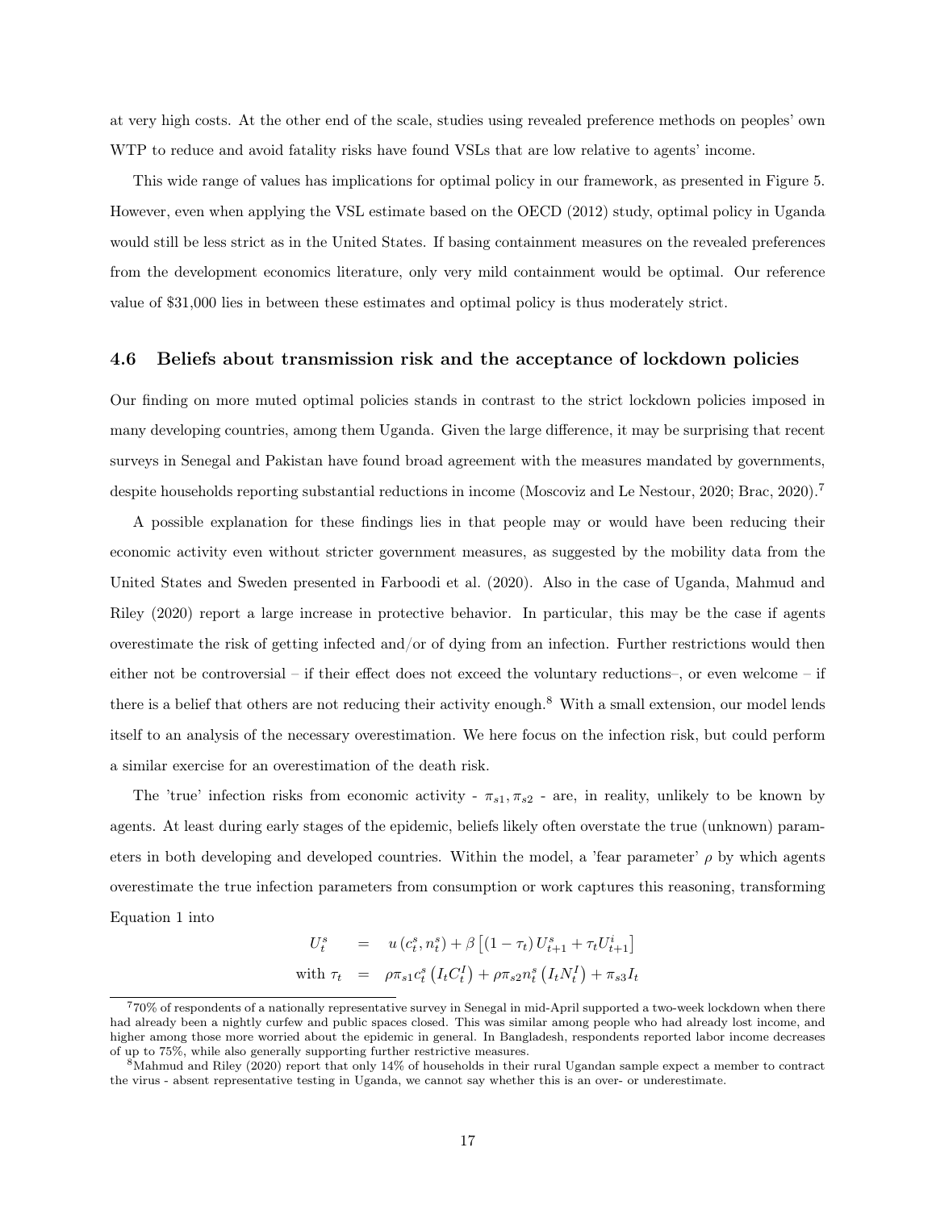at very high costs. At the other end of the scale, studies using revealed preference methods on peoples' own WTP to reduce and avoid fatality risks have found VSLs that are low relative to agents' income.

This wide range of values has implications for optimal policy in our framework, as presented in Figure 5. However, even when applying the VSL estimate based on the OECD (2012) study, optimal policy in Uganda would still be less strict as in the United States. If basing containment measures on the revealed preferences from the development economics literature, only very mild containment would be optimal. Our reference value of \$31,000 lies in between these estimates and optimal policy is thus moderately strict.

### 4.6 Beliefs about transmission risk and the acceptance of lockdown policies

Our finding on more muted optimal policies stands in contrast to the strict lockdown policies imposed in many developing countries, among them Uganda. Given the large difference, it may be surprising that recent surveys in Senegal and Pakistan have found broad agreement with the measures mandated by governments, despite households reporting substantial reductions in income (Moscoviz and Le Nestour, 2020; Brac, 2020).[7]

A possible explanation for these findings lies in that people may or would have been reducing their economic activity even without stricter government measures, as suggested by the mobility data from the United States and Sweden presented in Farboodi et al. (2020). Also in the case of Uganda, Mahmud and Riley (2020) report a large increase in protective behavior. In particular, this may be the case if agents overestimate the risk of getting infected and/or of dying from an infection. Further restrictions would then either not be controversial – if their effect does not exceed the voluntary reductions–, or even welcome – if there is a belief that others are not reducing their activity enough.[8] With a small extension, our model lends itself to an analysis of the necessary overestimation. We here focus on the infection risk, but could perform a similar exercise for an overestimation of the death risk.

The 'true' infection risks from economic activity - $\pi_{s1}, \pi_{s2}$ - are, in reality, unlikely to be known by agents. At least during early stages of the epidemic, beliefs likely often overstate the true (unknown) parameters in both developing and developed countries. Within the model, a 'fear parameter' $\rho$ by which agents overestimate the true infection parameters from consumption or work captures this reasoning, transforming Equation 1 into

$$
\begin{aligned}
U_t^s &= u\left(c_t^s, n_t^s\right) + \beta\left[\left(1-\tau_t\right) U_{t+1}^s + \tau_t U_{t+1}^i\right] \\
\text{with } \tau_t &= \rho \pi_{s1} c_t^s \left(I_t C_t^I\right) + \rho \pi_{s2} n_t^s \left(I_t N_t^I\right) + \pi_{s3} I_t
\end{aligned}
$$

[7] 70% of respondents of a nationally representative survey in Senegal in mid-April supported a two-week lockdown when there had already been a nightly curfew and public spaces closed. This was similar among people who had already lost income, and higher among those more worried about the epidemic in general. In Bangladesh, respondents reported labor income decreases of up to 75%, while also generally supporting further restrictive measures.

[8] Mahmud and Riley (2020) report that only 14% of households in their rural Ugandan sample expect a member to contract the virus - absent representative testing in Uganda, we cannot say whether this is an over- or underestimate.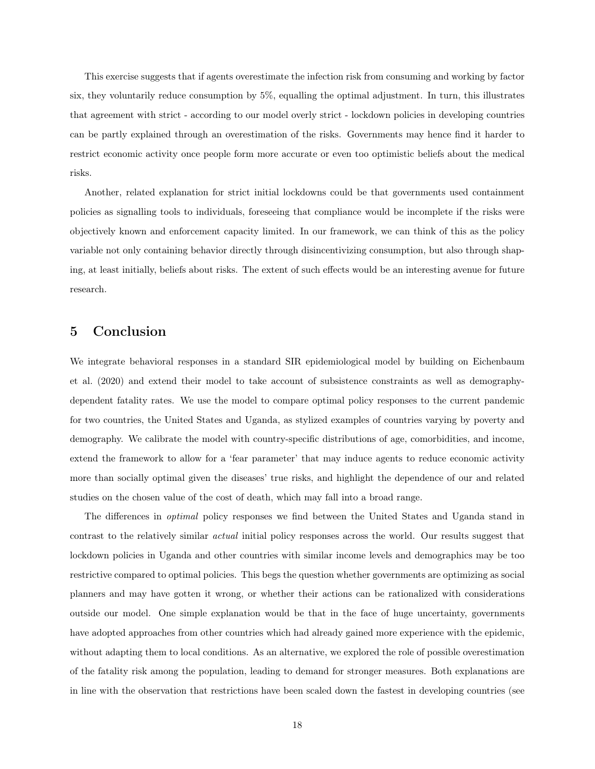This exercise suggests that if agents overestimate the infection risk from consuming and working by factor six, they voluntarily reduce consumption by 5%, equalling the optimal adjustment. In turn, this illustrates that agreement with strict - according to our model overly strict - lockdown policies in developing countries can be partly explained through an overestimation of the risks. Governments may hence find it harder to restrict economic activity once people form more accurate or even too optimistic beliefs about the medical risks.

Another, related explanation for strict initial lockdowns could be that governments used containment policies as signalling tools to individuals, foreseeing that compliance would be incomplete if the risks were objectively known and enforcement capacity limited. In our framework, we can think of this as the policy variable not only containing behavior directly through disincentivizing consumption, but also through shaping, at least initially, beliefs about risks. The extent of such effects would be an interesting avenue for future research.

# 5 Conclusion

We integrate behavioral responses in a standard SIR epidemiological model by building on Eichenbaum et al. (2020) and extend their model to take account of subsistence constraints as well as demography-dependent fatality rates. We use the model to compare optimal policy responses to the current pandemic for two countries, the United States and Uganda, as stylized examples of countries varying by poverty and demography. We calibrate the model with country-specific distributions of age, comorbidities, and income, extend the framework to allow for a 'fear parameter' that may induce agents to reduce economic activity more than socially optimal given the diseases' true risks, and highlight the dependence of our and related studies on the chosen value of the cost of death, which may fall into a broad range.

The differences in *optimal* policy responses we find between the United States and Uganda stand in contrast to the relatively similar *actual* initial policy responses across the world. Our results suggest that lockdown policies in Uganda and other countries with similar income levels and demographics may be too restrictive compared to optimal policies. This begs the question whether governments are optimizing as social planners and may have gotten it wrong, or whether their actions can be rationalized with considerations outside our model. One simple explanation would be that in the face of huge uncertainty, governments have adopted approaches from other countries which had already gained more experience with the epidemic, without adapting them to local conditions. As an alternative, we explored the role of possible overestimation of the fatality risk among the population, leading to demand for stronger measures. Both explanations are in line with the observation that restrictions have been scaled down the fastest in developing countries (see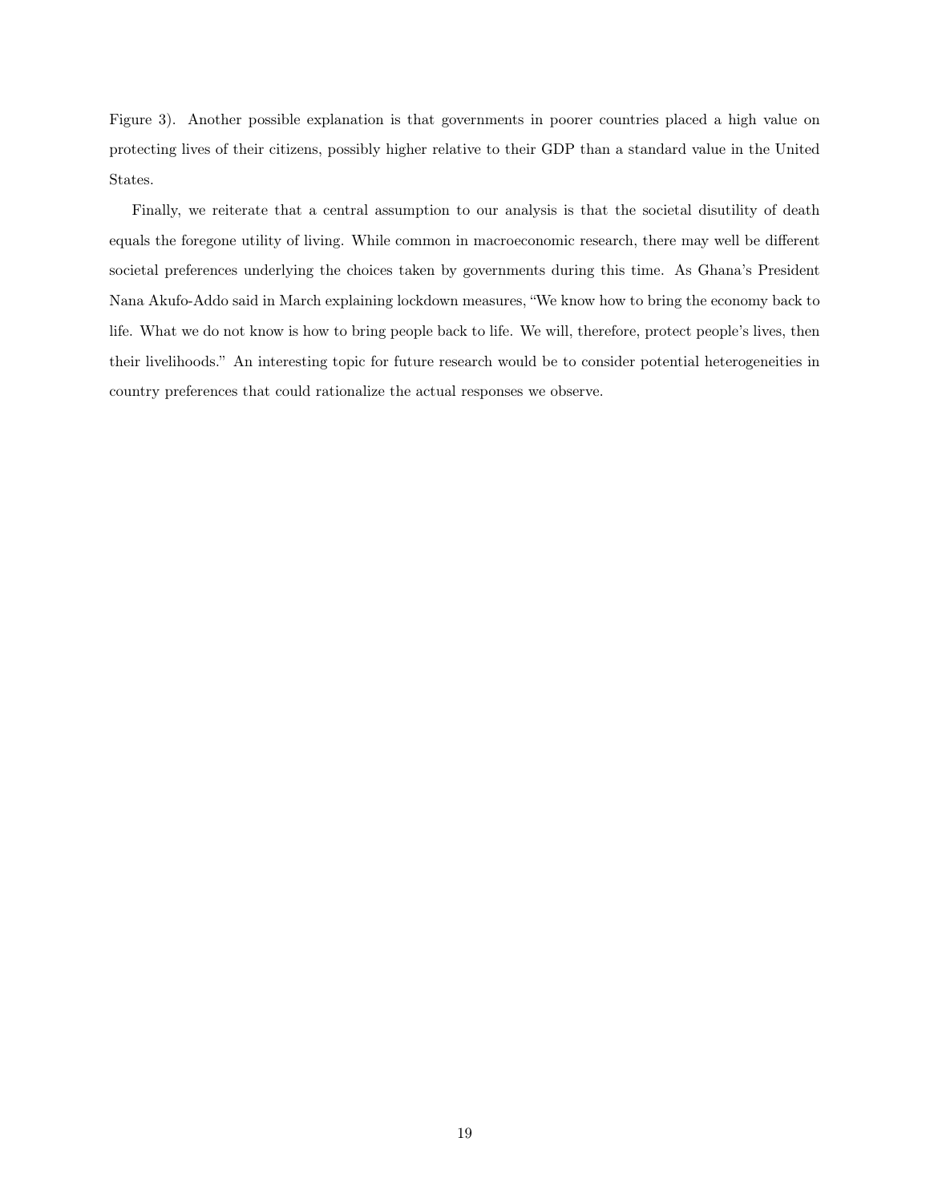Figure 3). Another possible explanation is that governments in poorer countries placed a high value on protecting lives of their citizens, possibly higher relative to their GDP than a standard value in the United States.

Finally, we reiterate that a central assumption to our analysis is that the societal disutility of death equals the foregone utility of living. While common in macroeconomic research, there may well be different societal preferences underlying the choices taken by governments during this time. As Ghana's President Nana Akufo-Addo said in March explaining lockdown measures, "We know how to bring the economy back to life. What we do not know is how to bring people back to life. We will, therefore, protect people's lives, then their livelihoods." An interesting topic for future research would be to consider potential heterogeneities in country preferences that could rationalize the actual responses we observe.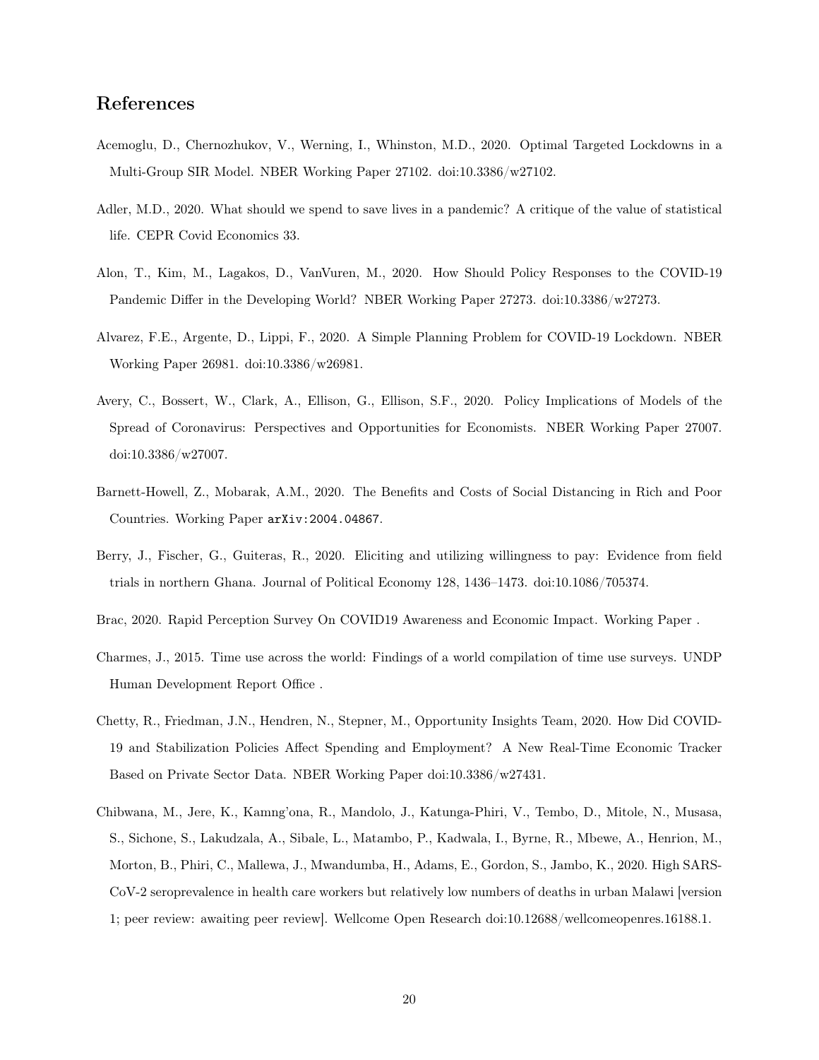## References

Acemoglu, D., Chernozhukov, V., Werning, I., Whinston, M.D., 2020. Optimal Targeted Lockdowns in a Multi-Group SIR Model. NBER Working Paper 27102. doi:10.3386/w27102.

Adler, M.D., 2020. What should we spend to save lives in a pandemic? A critique of the value of statistical life. CEPR Covid Economics 33.

Alon, T., Kim, M., Lagakos, D., VanVuren, M., 2020. How Should Policy Responses to the COVID-19 Pandemic Differ in the Developing World? NBER Working Paper 27273. doi:10.3386/w27273.

Alvarez, F.E., Argente, D., Lippi, F., 2020. A Simple Planning Problem for COVID-19 Lockdown. NBER Working Paper 26981. doi:10.3386/w26981.

Avery, C., Bossert, W., Clark, A., Ellison, G., Ellison, S.F., 2020. Policy Implications of Models of the Spread of Coronavirus: Perspectives and Opportunities for Economists. NBER Working Paper 27007. doi:10.3386/w27007.

Barnett-Howell, Z., Mobarak, A.M., 2020. The Benefits and Costs of Social Distancing in Rich and Poor Countries. Working Paper `arXiv:2004.04867`.

Berry, J., Fischer, G., Guiteras, R., 2020. Eliciting and utilizing willingness to pay: Evidence from field trials in northern Ghana. Journal of Political Economy 128, 1436–1473. doi:10.1086/705374.

Brac, 2020. Rapid Perception Survey On COVID19 Awareness and Economic Impact. Working Paper .

Charmes, J., 2015. Time use across the world: Findings of a world compilation of time use surveys. UNDP Human Development Report Office .

Chetty, R., Friedman, J.N., Hendren, N., Stepner, M., Opportunity Insights Team, 2020. How Did COVID-19 and Stabilization Policies Affect Spending and Employment? A New Real-Time Economic Tracker Based on Private Sector Data. NBER Working Paper doi:10.3386/w27431.

Chibwana, M., Jere, K., Kamng'ona, R., Mandolo, J., Katunga-Phiri, V., Tembo, D., Mitole, N., Musasa, S., Sichone, S., Lakudzala, A., Sibale, L., Matambo, P., Kadwala, I., Byrne, R., Mbewe, A., Henrion, M., Morton, B., Phiri, C., Mallewa, J., Mwandumba, H., Adams, E., Gordon, S., Jambo, K., 2020. High SARS-CoV-2 seroprevalence in health care workers but relatively low numbers of deaths in urban Malawi [version 1; peer review: awaiting peer review]. Wellcome Open Research doi:10.12688/wellcomeopenres.16188.1.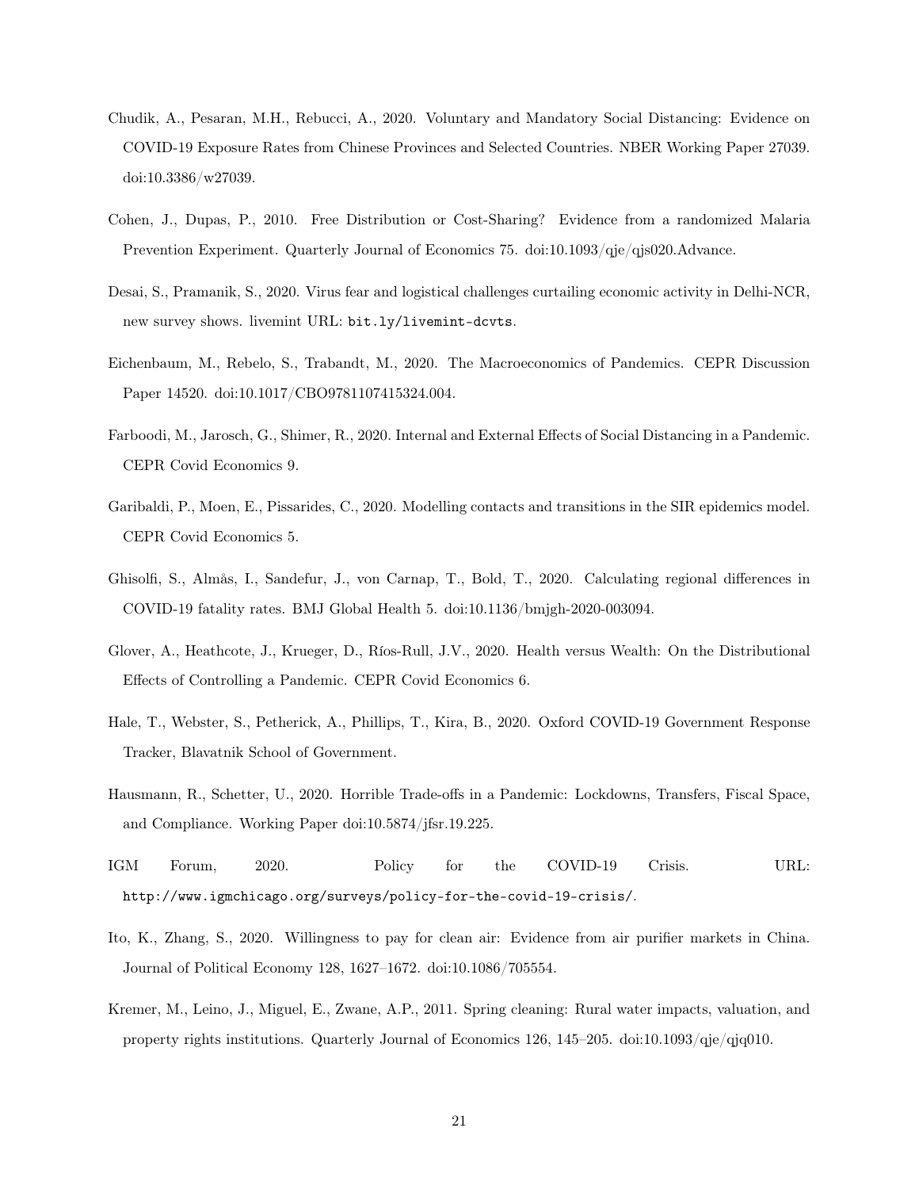Chudik, A., Pesaran, M.H., Rebucci, A., 2020. Voluntary and Mandatory Social Distancing: Evidence on COVID-19 Exposure Rates from Chinese Provinces and Selected Countries. NBER Working Paper 27039. doi:10.3386/w27039.

Cohen, J., Dupas, P., 2010. Free Distribution or Cost-Sharing? Evidence from a randomized Malaria Prevention Experiment. Quarterly Journal of Economics 75. doi:10.1093/qje/qjs020.Advance.

Desai, S., Pramanik, S., 2020. Virus fear and logistical challenges curtailing economic activity in Delhi-NCR, new survey shows. livemint URL: `bit.ly/livemint-dcvts`.

Eichenbaum, M., Rebelo, S., Trabandt, M., 2020. The Macroeconomics of Pandemics. CEPR Discussion Paper 14520. doi:10.1017/CBO9781107415324.004.

Farboodi, M., Jarosch, G., Shimer, R., 2020. Internal and External Effects of Social Distancing in a Pandemic. CEPR Covid Economics 9.

Garibaldi, P., Moen, E., Pissarides, C., 2020. Modelling contacts and transitions in the SIR epidemics model. CEPR Covid Economics 5.

Ghisolfi, S., Almås, I., Sandefur, J., von Carnap, T., Bold, T., 2020. Calculating regional differences in COVID-19 fatality rates. BMJ Global Health 5. doi:10.1136/bmjgh-2020-003094.

Glover, A., Heathcote, J., Krueger, D., Ríos-Rull, J.V., 2020. Health versus Wealth: On the Distributional Effects of Controlling a Pandemic. CEPR Covid Economics 6.

Hale, T., Webster, S., Petherick, A., Phillips, T., Kira, B., 2020. Oxford COVID-19 Government Response Tracker, Blavatnik School of Government.

Hausmann, R., Schetter, U., 2020. Horrible Trade-offs in a Pandemic: Lockdowns, Transfers, Fiscal Space, and Compliance. Working Paper doi:10.5874/jfsr.19.225.

IGM Forum, 2020. Policy for the COVID-19 Crisis. URL: `http://www.igmchicago.org/surveys/policy-for-the-covid-19-crisis/`.

Ito, K., Zhang, S., 2020. Willingness to pay for clean air: Evidence from air purifier markets in China. Journal of Political Economy 128, 1627–1672. doi:10.1086/705554.

Kremer, M., Leino, J., Miguel, E., Zwane, A.P., 2011. Spring cleaning: Rural water impacts, valuation, and property rights institutions. Quarterly Journal of Economics 126, 145–205. doi:10.1093/qje/qjq010.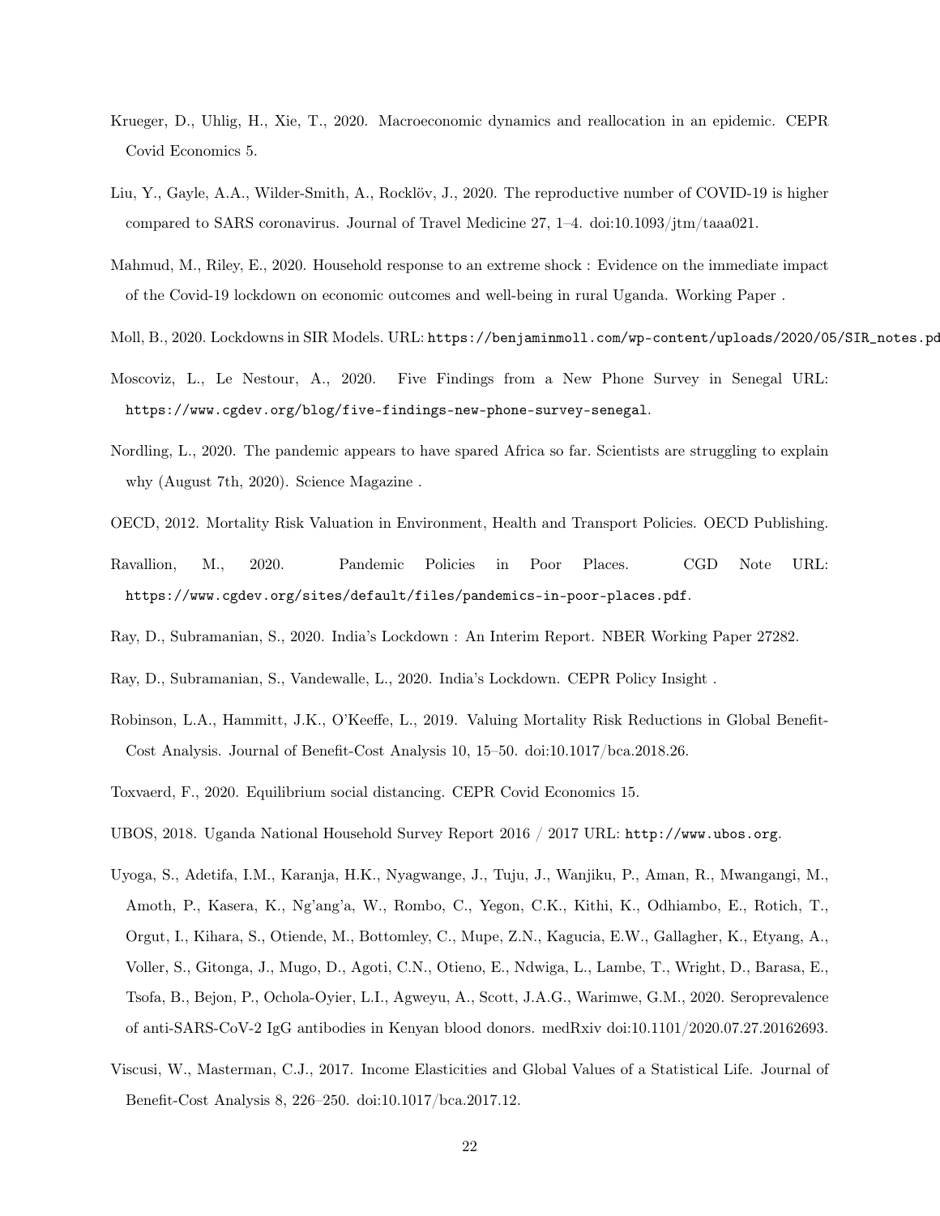Krueger, D., Uhlig, H., Xie, T., 2020. Macroeconomic dynamics and reallocation in an epidemic. CEPR Covid Economics 5.

Liu, Y., Gayle, A.A., Wilder-Smith, A., Rocklöv, J., 2020. The reproductive number of COVID-19 is higher compared to SARS coronavirus. Journal of Travel Medicine 27, 1–4. doi:10.1093/jtm/taaa021.

Mahmud, M., Riley, E., 2020. Household response to an extreme shock : Evidence on the immediate impact of the Covid-19 lockdown on economic outcomes and well-being in rural Uganda. Working Paper .

Moll, B., 2020. Lockdowns in SIR Models. URL: https://benjaminmoll.com/wp-content/uploads/2020/05/SIR_notes.pd

Moscoviz, L., Le Nestour, A., 2020. Five Findings from a New Phone Survey in Senegal URL: https://www.cgdev.org/blog/five-findings-new-phone-survey-senegal.

Nordling, L., 2020. The pandemic appears to have spared Africa so far. Scientists are struggling to explain why (August 7th, 2020). Science Magazine .

OECD, 2012. Mortality Risk Valuation in Environment, Health and Transport Policies. OECD Publishing.

Ravallion, M., 2020. Pandemic Policies in Poor Places. CGD Note URL: https://www.cgdev.org/sites/default/files/pandemics-in-poor-places.pdf.

Ray, D., Subramanian, S., 2020. India's Lockdown : An Interim Report. NBER Working Paper 27282.

Ray, D., Subramanian, S., Vandewalle, L., 2020. India's Lockdown. CEPR Policy Insight .

Robinson, L.A., Hammitt, J.K., O'Keeffe, L., 2019. Valuing Mortality Risk Reductions in Global Benefit-Cost Analysis. Journal of Benefit-Cost Analysis 10, 15–50. doi:10.1017/bca.2018.26.

Toxvaerd, F., 2020. Equilibrium social distancing. CEPR Covid Economics 15.

UBOS, 2018. Uganda National Household Survey Report 2016 / 2017 URL: http://www.ubos.org.

Uyoga, S., Adetifa, I.M., Karanja, H.K., Nyagwange, J., Tuju, J., Wanjiku, P., Aman, R., Mwangangi, M., Amoth, P., Kasera, K., Ng'ang'a, W., Rombo, C., Yegon, C.K., Kithi, K., Odhiambo, E., Rotich, T., Orgut, I., Kihara, S., Otiende, M., Bottomley, C., Mupe, Z.N., Kagucia, E.W., Gallagher, K., Etyang, A., Voller, S., Gitonga, J., Mugo, D., Agoti, C.N., Otieno, E., Ndwiga, L., Lambe, T., Wright, D., Barasa, E., Tsofa, B., Bejon, P., Ochola-Oyier, L.I., Agweyu, A., Scott, J.A.G., Warimwe, G.M., 2020. Seroprevalence of anti-SARS-CoV-2 IgG antibodies in Kenyan blood donors. medRxiv doi:10.1101/2020.07.27.20162693.

Viscusi, W., Masterman, C.J., 2017. Income Elasticities and Global Values of a Statistical Life. Journal of Benefit-Cost Analysis 8, 226–250. doi:10.1017/bca.2017.12.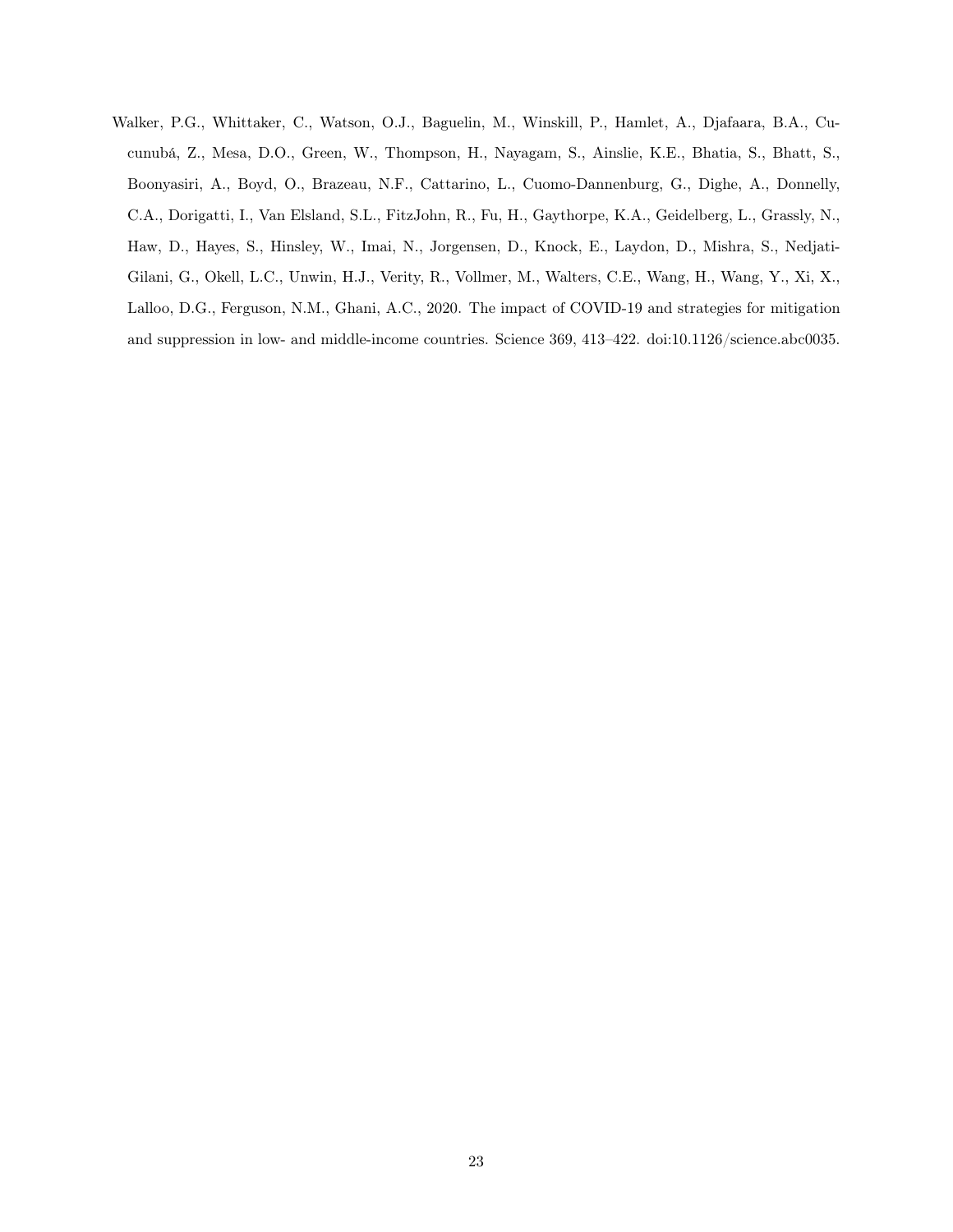Walker, P.G., Whittaker, C., Watson, O.J., Baguelin, M., Winskill, P., Hamlet, A., Djafaara, B.A., Cucunubá, Z., Mesa, D.O., Green, W., Thompson, H., Nayagam, S., Ainslie, K.E., Bhatia, S., Bhatt, S., Boonyasiri, A., Boyd, O., Brazeau, N.F., Cattarino, L., Cuomo-Dannenburg, G., Dighe, A., Donnelly, C.A., Dorigatti, I., Van Elsland, S.L., FitzJohn, R., Fu, H., Gaythorpe, K.A., Geidelberg, L., Grassly, N., Haw, D., Hayes, S., Hinsley, W., Imai, N., Jorgensen, D., Knock, E., Laydon, D., Mishra, S., Nedjati-Gilani, G., Okell, L.C., Unwin, H.J., Verity, R., Vollmer, M., Walters, C.E., Wang, H., Wang, Y., Xi, X., Lalloo, D.G., Ferguson, N.M., Ghani, A.C., 2020. The impact of COVID-19 and strategies for mitigation and suppression in low- and middle-income countries. Science 369, 413–422. doi:10.1126/science.abc0035.